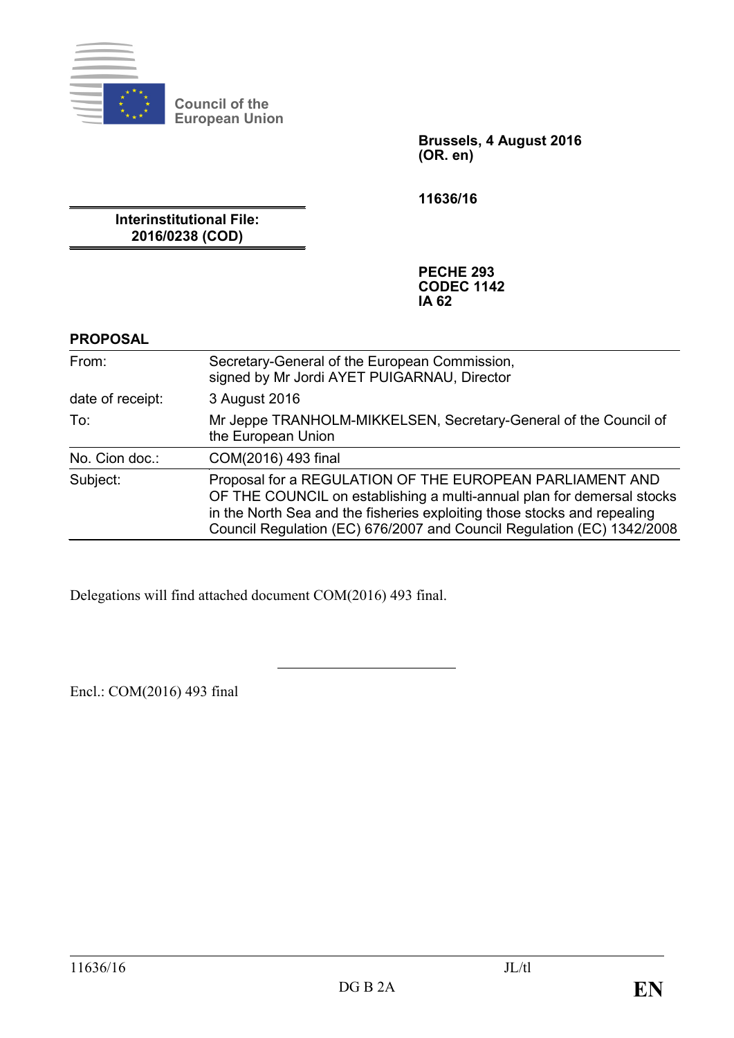Council of the European Union

**Brussels, 4 August 2016**
**(OR. en)**

**11636/16**

**Interinstitutional File:**
**2016/0238 (COD)**

**PECHE 293**
**CODEC 1142**
**IA 62**

**PROPOSAL**

| | |
|---|---|
| From: | Secretary-General of the European Commission, signed by Mr Jordi AYET PUIGARNAU, Director |
| date of receipt: | 3 August 2016 |
| To: | Mr Jeppe TRANHOLM-MIKKELSEN, Secretary-General of the Council of the European Union |
| No. Cion doc.: | COM(2016) 493 final |
| Subject: | Proposal for a REGULATION OF THE EUROPEAN PARLIAMENT AND OF THE COUNCIL on establishing a multi-annual plan for demersal stocks in the North Sea and the fisheries exploiting those stocks and repealing Council Regulation (EC) 676/2007 and Council Regulation (EC) 1342/2008 |

Delegations will find attached document COM(2016) 493 final.

---

Encl.: COM(2016) 493 final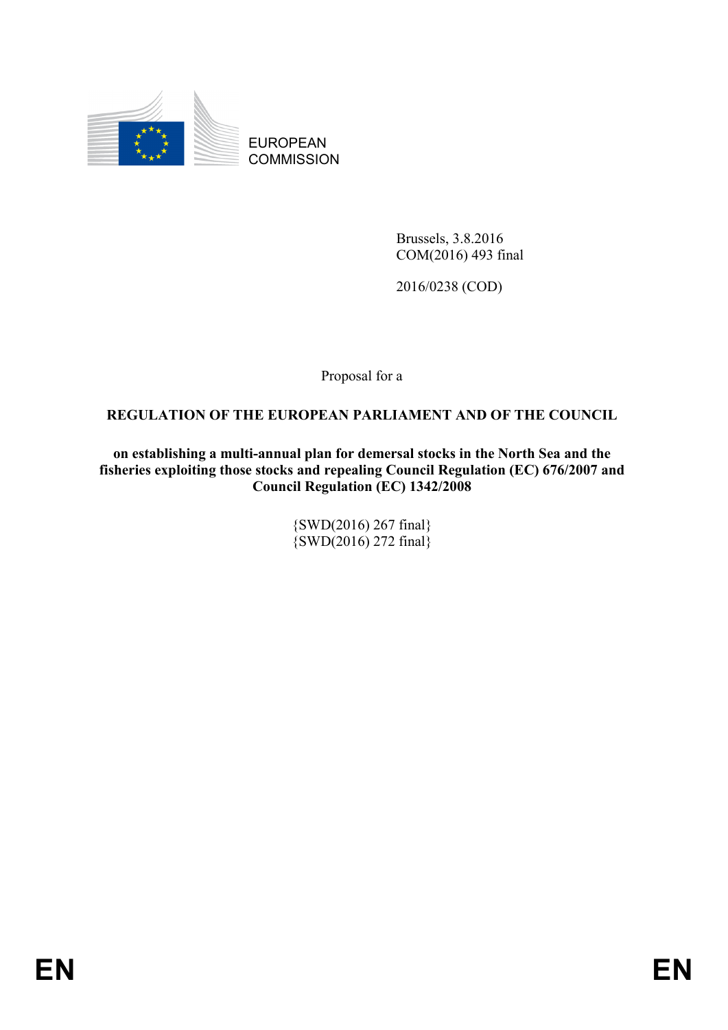EUROPEAN COMMISSION

Brussels, 3.8.2016
COM(2016) 493 final

2016/0238 (COD)

Proposal for a

**REGULATION OF THE EUROPEAN PARLIAMENT AND OF THE COUNCIL**

**on establishing a multi-annual plan for demersal stocks in the North Sea and the fisheries exploiting those stocks and repealing Council Regulation (EC) 676/2007 and Council Regulation (EC) 1342/2008**

{SWD(2016) 267 final}
{SWD(2016) 272 final}

EN EN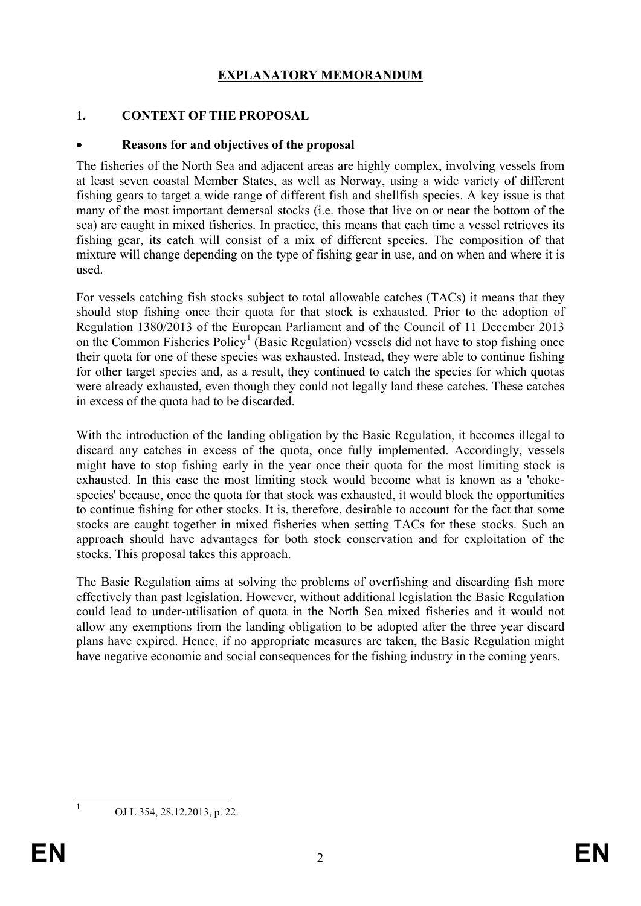# EXPLANATORY MEMORANDUM

## 1. CONTEXT OF THE PROPOSAL

### • Reasons for and objectives of the proposal

The fisheries of the North Sea and adjacent areas are highly complex, involving vessels from at least seven coastal Member States, as well as Norway, using a wide variety of different fishing gears to target a wide range of different fish and shellfish species. A key issue is that many of the most important demersal stocks (i.e. those that live on or near the bottom of the sea) are caught in mixed fisheries. In practice, this means that each time a vessel retrieves its fishing gear, its catch will consist of a mix of different species. The composition of that mixture will change depending on the type of fishing gear in use, and on when and where it is used.

For vessels catching fish stocks subject to total allowable catches (TACs) it means that they should stop fishing once their quota for that stock is exhausted. Prior to the adoption of Regulation 1380/2013 of the European Parliament and of the Council of 11 December 2013 on the Common Fisheries Policy[1] (Basic Regulation) vessels did not have to stop fishing once their quota for one of these species was exhausted. Instead, they were able to continue fishing for other target species and, as a result, they continued to catch the species for which quotas were already exhausted, even though they could not legally land these catches. These catches in excess of the quota had to be discarded.

With the introduction of the landing obligation by the Basic Regulation, it becomes illegal to discard any catches in excess of the quota, once fully implemented. Accordingly, vessels might have to stop fishing early in the year once their quota for the most limiting stock is exhausted. In this case the most limiting stock would become what is known as a 'choke-species' because, once the quota for that stock was exhausted, it would block the opportunities to continue fishing for other stocks. It is, therefore, desirable to account for the fact that some stocks are caught together in mixed fisheries when setting TACs for these stocks. Such an approach should have advantages for both stock conservation and for exploitation of the stocks. This proposal takes this approach.

The Basic Regulation aims at solving the problems of overfishing and discarding fish more effectively than past legislation. However, without additional legislation the Basic Regulation could lead to under-utilisation of quota in the North Sea mixed fisheries and it would not allow any exemptions from the landing obligation to be adopted after the three year discard plans have expired. Hence, if no appropriate measures are taken, the Basic Regulation might have negative economic and social consequences for the fishing industry in the coming years.

---

[1] OJ L 354, 28.12.2013, p. 22.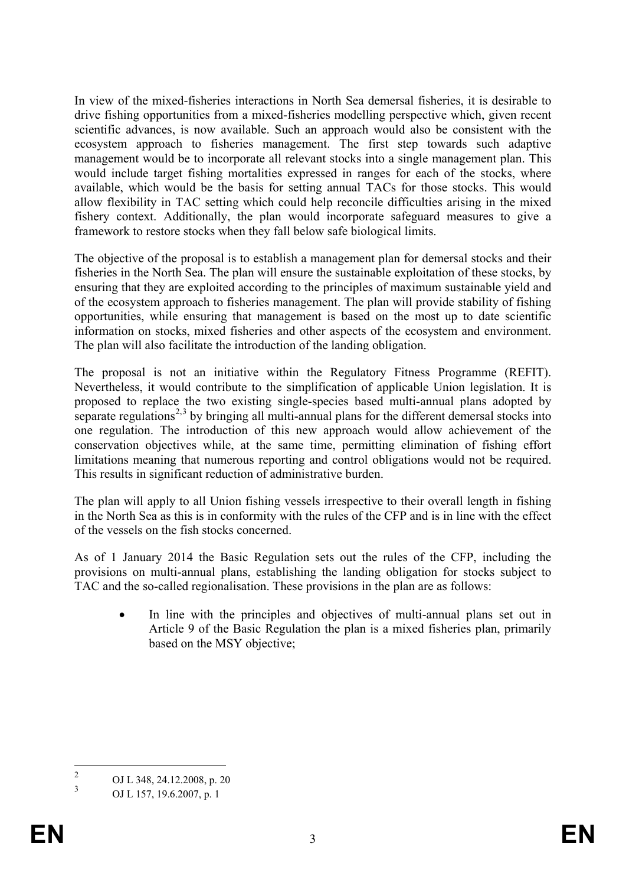In view of the mixed-fisheries interactions in North Sea demersal fisheries, it is desirable to drive fishing opportunities from a mixed-fisheries modelling perspective which, given recent scientific advances, is now available. Such an approach would also be consistent with the ecosystem approach to fisheries management. The first step towards such adaptive management would be to incorporate all relevant stocks into a single management plan. This would include target fishing mortalities expressed in ranges for each of the stocks, where available, which would be the basis for setting annual TACs for those stocks. This would allow flexibility in TAC setting which could help reconcile difficulties arising in the mixed fishery context. Additionally, the plan would incorporate safeguard measures to give a framework to restore stocks when they fall below safe biological limits.

The objective of the proposal is to establish a management plan for demersal stocks and their fisheries in the North Sea. The plan will ensure the sustainable exploitation of these stocks, by ensuring that they are exploited according to the principles of maximum sustainable yield and of the ecosystem approach to fisheries management. The plan will provide stability of fishing opportunities, while ensuring that management is based on the most up to date scientific information on stocks, mixed fisheries and other aspects of the ecosystem and environment. The plan will also facilitate the introduction of the landing obligation.

The proposal is not an initiative within the Regulatory Fitness Programme (REFIT). Nevertheless, it would contribute to the simplification of applicable Union legislation. It is proposed to replace the two existing single-species based multi-annual plans adopted by separate regulations[2,3] by bringing all multi-annual plans for the different demersal stocks into one regulation. The introduction of this new approach would allow achievement of the conservation objectives while, at the same time, permitting elimination of fishing effort limitations meaning that numerous reporting and control obligations would not be required. This results in significant reduction of administrative burden.

The plan will apply to all Union fishing vessels irrespective to their overall length in fishing in the North Sea as this is in conformity with the rules of the CFP and is in line with the effect of the vessels on the fish stocks concerned.

As of 1 January 2014 the Basic Regulation sets out the rules of the CFP, including the provisions on multi-annual plans, establishing the landing obligation for stocks subject to TAC and the so-called regionalisation. These provisions in the plan are as follows:

- In line with the principles and objectives of multi-annual plans set out in Article 9 of the Basic Regulation the plan is a mixed fisheries plan, primarily based on the MSY objective;

---

[2] OJ L 348, 24.12.2008, p. 20

[3] OJ L 157, 19.6.2007, p. 1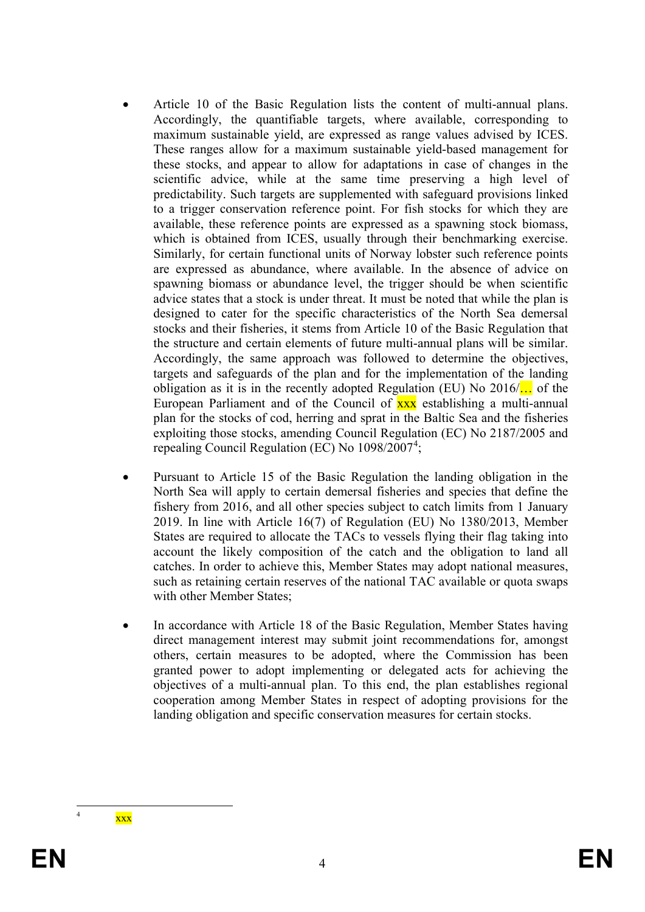- Article 10 of the Basic Regulation lists the content of multi-annual plans. Accordingly, the quantifiable targets, where available, corresponding to maximum sustainable yield, are expressed as range values advised by ICES. These ranges allow for a maximum sustainable yield-based management for these stocks, and appear to allow for adaptations in case of changes in the scientific advice, while at the same time preserving a high level of predictability. Such targets are supplemented with safeguard provisions linked to a trigger conservation reference point. For fish stocks for which they are available, these reference points are expressed as a spawning stock biomass, which is obtained from ICES, usually through their benchmarking exercise. Similarly, for certain functional units of Norway lobster such reference points are expressed as abundance, where available. In the absence of advice on spawning biomass or abundance level, the trigger should be when scientific advice states that a stock is under threat. It must be noted that while the plan is designed to cater for the specific characteristics of the North Sea demersal stocks and their fisheries, it stems from Article 10 of the Basic Regulation that the structure and certain elements of future multi-annual plans will be similar. Accordingly, the same approach was followed to determine the objectives, targets and safeguards of the plan and for the implementation of the landing obligation as it is in the recently adopted Regulation (EU) No 2016/… of the European Parliament and of the Council of xxx establishing a multi-annual plan for the stocks of cod, herring and sprat in the Baltic Sea and the fisheries exploiting those stocks, amending Council Regulation (EC) No 2187/2005 and repealing Council Regulation (EC) No 1098/2007[4];

- Pursuant to Article 15 of the Basic Regulation the landing obligation in the North Sea will apply to certain demersal fisheries and species that define the fishery from 2016, and all other species subject to catch limits from 1 January 2019. In line with Article 16(7) of Regulation (EU) No 1380/2013, Member States are required to allocate the TACs to vessels flying their flag taking into account the likely composition of the catch and the obligation to land all catches. In order to achieve this, Member States may adopt national measures, such as retaining certain reserves of the national TAC available or quota swaps with other Member States;

- In accordance with Article 18 of the Basic Regulation, Member States having direct management interest may submit joint recommendations for, amongst others, certain measures to be adopted, where the Commission has been granted power to adopt implementing or delegated acts for achieving the objectives of a multi-annual plan. To this end, the plan establishes regional cooperation among Member States in respect of adopting provisions for the landing obligation and specific conservation measures for certain stocks.

[4] xxx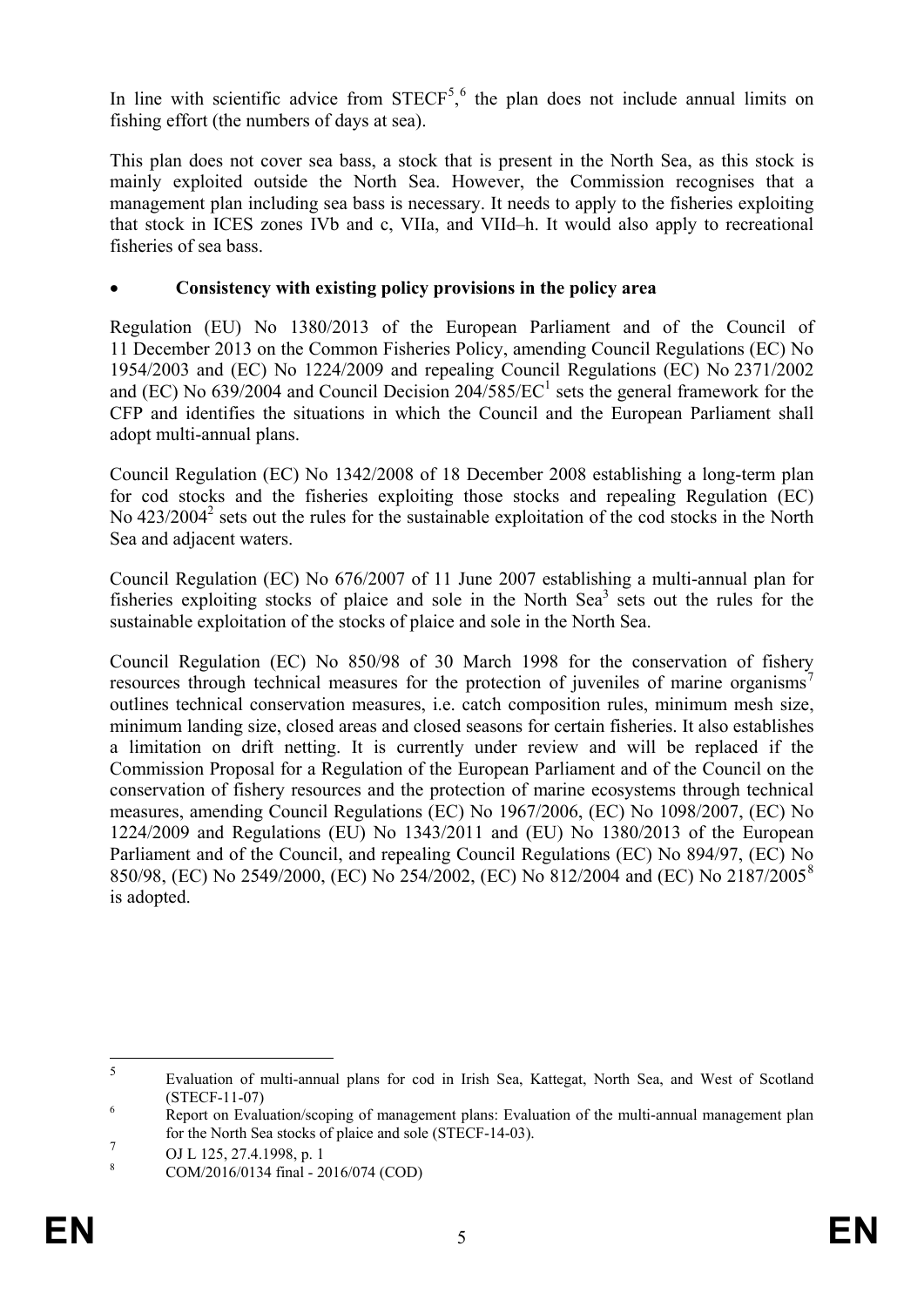In line with scientific advice from STECF[5],[6] the plan does not include annual limits on fishing effort (the numbers of days at sea).

This plan does not cover sea bass, a stock that is present in the North Sea, as this stock is mainly exploited outside the North Sea. However, the Commission recognises that a management plan including sea bass is necessary. It needs to apply to the fisheries exploiting that stock in ICES zones IVb and c, VIIa, and VIId–h. It would also apply to recreational fisheries of sea bass.

- **Consistency with existing policy provisions in the policy area**

Regulation (EU) No 1380/2013 of the European Parliament and of the Council of 11 December 2013 on the Common Fisheries Policy, amending Council Regulations (EC) No 1954/2003 and (EC) No 1224/2009 and repealing Council Regulations (EC) No 2371/2002 and (EC) No 639/2004 and Council Decision 204/585/EC[1] sets the general framework for the CFP and identifies the situations in which the Council and the European Parliament shall adopt multi-annual plans.

Council Regulation (EC) No 1342/2008 of 18 December 2008 establishing a long-term plan for cod stocks and the fisheries exploiting those stocks and repealing Regulation (EC) No 423/2004[2] sets out the rules for the sustainable exploitation of the cod stocks in the North Sea and adjacent waters.

Council Regulation (EC) No 676/2007 of 11 June 2007 establishing a multi-annual plan for fisheries exploiting stocks of plaice and sole in the North Sea[3] sets out the rules for the sustainable exploitation of the stocks of plaice and sole in the North Sea.

Council Regulation (EC) No 850/98 of 30 March 1998 for the conservation of fishery resources through technical measures for the protection of juveniles of marine organisms[7] outlines technical conservation measures, i.e. catch composition rules, minimum mesh size, minimum landing size, closed areas and closed seasons for certain fisheries. It also establishes a limitation on drift netting. It is currently under review and will be replaced if the Commission Proposal for a Regulation of the European Parliament and of the Council on the conservation of fishery resources and the protection of marine ecosystems through technical measures, amending Council Regulations (EC) No 1967/2006, (EC) No 1098/2007, (EC) No 1224/2009 and Regulations (EU) No 1343/2011 and (EU) No 1380/2013 of the European Parliament and of the Council, and repealing Council Regulations (EC) No 894/97, (EC) No 850/98, (EC) No 2549/2000, (EC) No 254/2002, (EC) No 812/2004 and (EC) No 2187/2005[8] is adopted.

---

[5] Evaluation of multi-annual plans for cod in Irish Sea, Kattegat, North Sea, and West of Scotland (STECF-11-07)

[6] Report on Evaluation/scoping of management plans: Evaluation of the multi-annual management plan for the North Sea stocks of plaice and sole (STECF-14-03).

[7] OJ L 125, 27.4.1998, p. 1

[8] COM/2016/0134 final - 2016/074 (COD)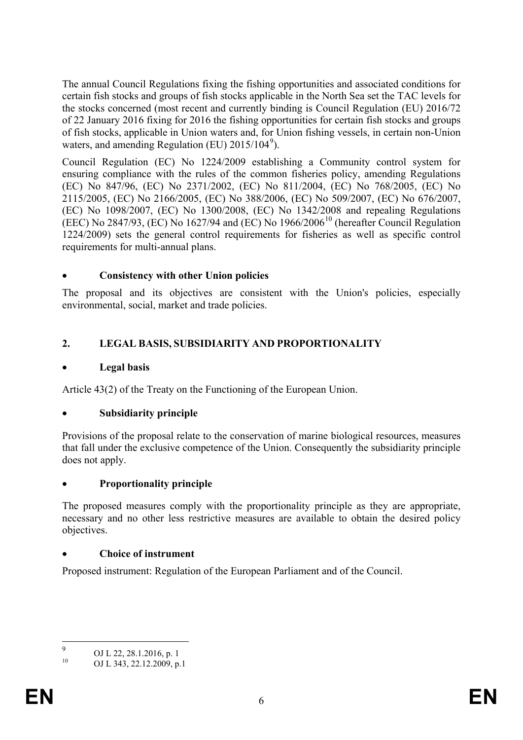The annual Council Regulations fixing the fishing opportunities and associated conditions for certain fish stocks and groups of fish stocks applicable in the North Sea set the TAC levels for the stocks concerned (most recent and currently binding is Council Regulation (EU) 2016/72 of 22 January 2016 fixing for 2016 the fishing opportunities for certain fish stocks and groups of fish stocks, applicable in Union waters and, for Union fishing vessels, in certain non-Union waters, and amending Regulation (EU) 2015/104[9]).

Council Regulation (EC) No 1224/2009 establishing a Community control system for ensuring compliance with the rules of the common fisheries policy, amending Regulations (EC) No 847/96, (EC) No 2371/2002, (EC) No 811/2004, (EC) No 768/2005, (EC) No 2115/2005, (EC) No 2166/2005, (EC) No 388/2006, (EC) No 509/2007, (EC) No 676/2007, (EC) No 1098/2007, (EC) No 1300/2008, (EC) No 1342/2008 and repealing Regulations (EEC) No 2847/93, (EC) No 1627/94 and (EC) No 1966/2006[10] (hereafter Council Regulation 1224/2009) sets the general control requirements for fisheries as well as specific control requirements for multi-annual plans.

- **Consistency with other Union policies**

The proposal and its objectives are consistent with the Union's policies, especially environmental, social, market and trade policies.

## 2. LEGAL BASIS, SUBSIDIARITY AND PROPORTIONALITY

- **Legal basis**

Article 43(2) of the Treaty on the Functioning of the European Union.

- **Subsidiarity principle**

Provisions of the proposal relate to the conservation of marine biological resources, measures that fall under the exclusive competence of the Union. Consequently the subsidiarity principle does not apply.

- **Proportionality principle**

The proposed measures comply with the proportionality principle as they are appropriate, necessary and no other less restrictive measures are available to obtain the desired policy objectives.

- **Choice of instrument**

Proposed instrument: Regulation of the European Parliament and of the Council.

---

[9] OJ L 22, 28.1.2016, p. 1

[10] OJ L 343, 22.12.2009, p.1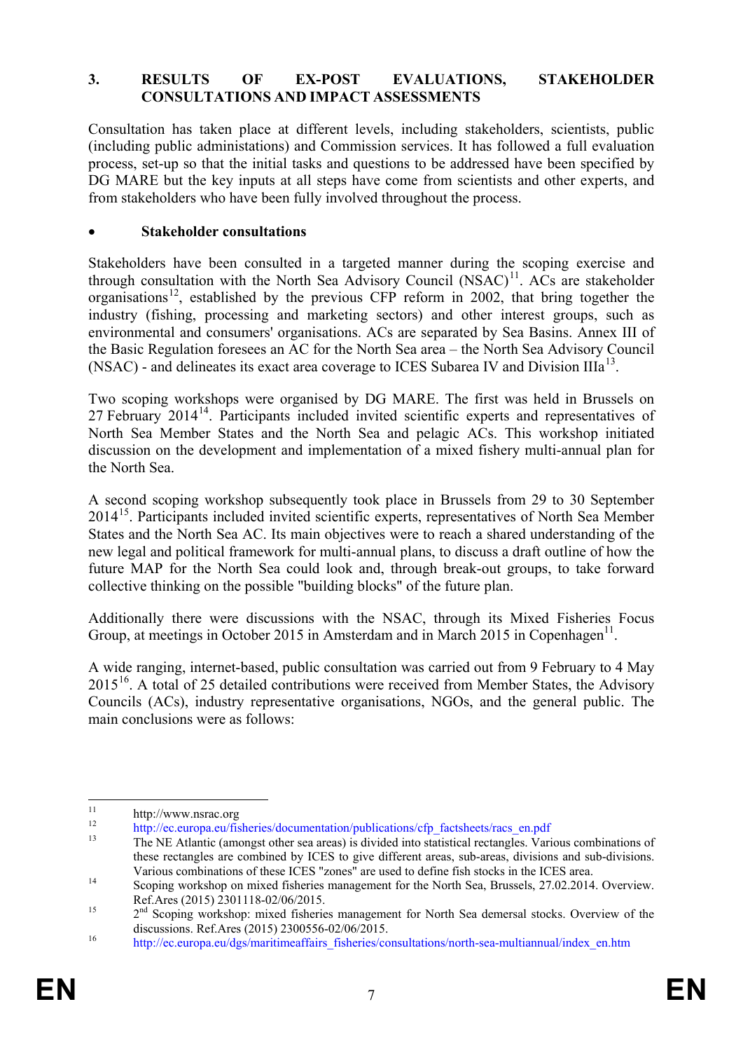## 3. RESULTS OF EX-POST EVALUATIONS, STAKEHOLDER CONSULTATIONS AND IMPACT ASSESSMENTS

Consultation has taken place at different levels, including stakeholders, scientists, public (including public administations) and Commission services. It has followed a full evaluation process, set-up so that the initial tasks and questions to be addressed have been specified by DG MARE but the key inputs at all steps have come from scientists and other experts, and from stakeholders who have been fully involved throughout the process.

- **Stakeholder consultations**

Stakeholders have been consulted in a targeted manner during the scoping exercise and through consultation with the North Sea Advisory Council (NSAC)[11]. ACs are stakeholder organisations[12], established by the previous CFP reform in 2002, that bring together the industry (fishing, processing and marketing sectors) and other interest groups, such as environmental and consumers' organisations. ACs are separated by Sea Basins. Annex III of the Basic Regulation foresees an AC for the North Sea area – the North Sea Advisory Council (NSAC) - and delineates its exact area coverage to ICES Subarea IV and Division IIIa[13].

Two scoping workshops were organised by DG MARE. The first was held in Brussels on 27 February 2014[14]. Participants included invited scientific experts and representatives of North Sea Member States and the North Sea and pelagic ACs. This workshop initiated discussion on the development and implementation of a mixed fishery multi-annual plan for the North Sea.

A second scoping workshop subsequently took place in Brussels from 29 to 30 September 2014[15]. Participants included invited scientific experts, representatives of North Sea Member States and the North Sea AC. Its main objectives were to reach a shared understanding of the new legal and political framework for multi-annual plans, to discuss a draft outline of how the future MAP for the North Sea could look and, through break-out groups, to take forward collective thinking on the possible "building blocks" of the future plan.

Additionally there were discussions with the NSAC, through its Mixed Fisheries Focus Group, at meetings in October 2015 in Amsterdam and in March 2015 in Copenhagen[11].

A wide ranging, internet-based, public consultation was carried out from 9 February to 4 May 2015[16]. A total of 25 detailed contributions were received from Member States, the Advisory Councils (ACs), industry representative organisations, NGOs, and the general public. The main conclusions were as follows:

---

[11] http://www.nsrac.org

[12] http://ec.europa.eu/fisheries/documentation/publications/cfp_factsheets/racs_en.pdf

[13] The NE Atlantic (amongst other sea areas) is divided into statistical rectangles. Various combinations of these rectangles are combined by ICES to give different areas, sub-areas, divisions and sub-divisions. Various combinations of these ICES "zones" are used to define fish stocks in the ICES area.

[14] Scoping workshop on mixed fisheries management for the North Sea, Brussels, 27.02.2014. Overview. Ref.Ares (2015) 2301118-02/06/2015.

[15] 2nd Scoping workshop: mixed fisheries management for North Sea demersal stocks. Overview of the discussions. Ref.Ares (2015) 2300556-02/06/2015.

[16] http://ec.europa.eu/dgs/maritimeaffairs_fisheries/consultations/north-sea-multiannual/index_en.htm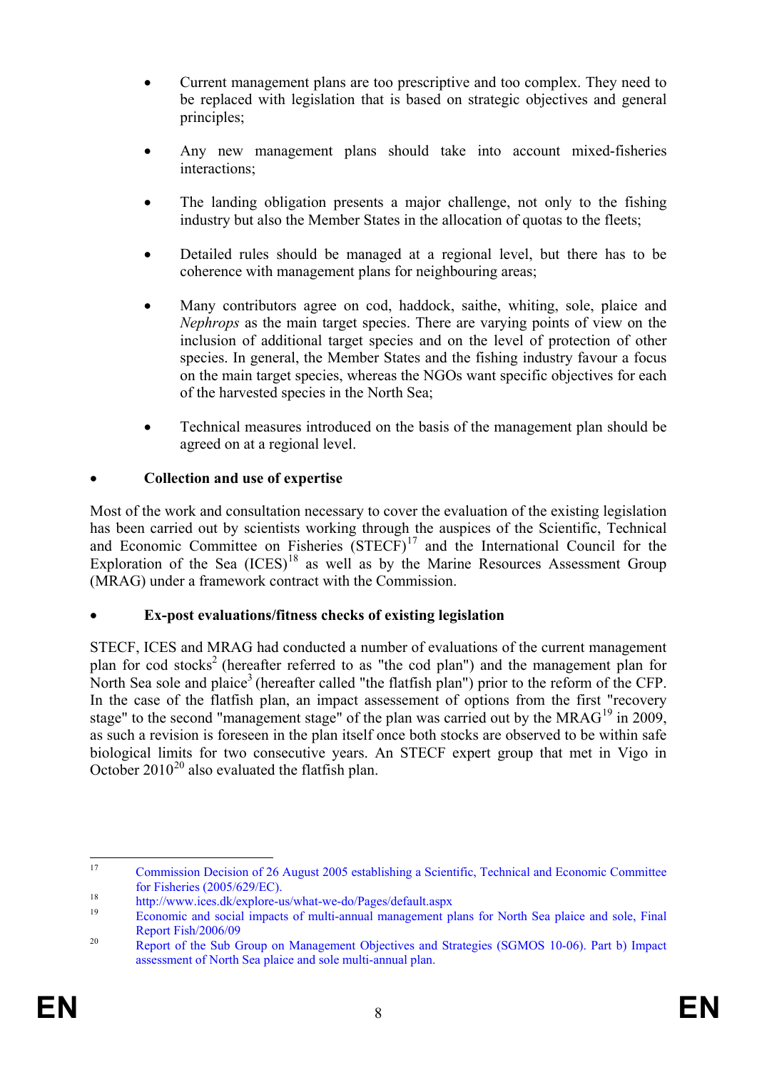- Current management plans are too prescriptive and too complex. They need to be replaced with legislation that is based on strategic objectives and general principles;

- Any new management plans should take into account mixed-fisheries interactions;

- The landing obligation presents a major challenge, not only to the fishing industry but also the Member States in the allocation of quotas to the fleets;

- Detailed rules should be managed at a regional level, but there has to be coherence with management plans for neighbouring areas;

- Many contributors agree on cod, haddock, saithe, whiting, sole, plaice and *Nephrops* as the main target species. There are varying points of view on the inclusion of additional target species and on the level of protection of other species. In general, the Member States and the fishing industry favour a focus on the main target species, whereas the NGOs want specific objectives for each of the harvested species in the North Sea;

- Technical measures introduced on the basis of the management plan should be agreed on at a regional level.

- **Collection and use of expertise**

Most of the work and consultation necessary to cover the evaluation of the existing legislation has been carried out by scientists working through the auspices of the Scientific, Technical and Economic Committee on Fisheries (STECF)[17] and the International Council for the Exploration of the Sea (ICES)[18] as well as by the Marine Resources Assessment Group (MRAG) under a framework contract with the Commission.

- **Ex-post evaluations/fitness checks of existing legislation**

STECF, ICES and MRAG had conducted a number of evaluations of the current management plan for cod stocks[2] (hereafter referred to as "the cod plan") and the management plan for North Sea sole and plaice[3] (hereafter called "the flatfish plan") prior to the reform of the CFP. In the case of the flatfish plan, an impact assessement of options from the first "recovery stage" to the second "management stage" of the plan was carried out by the MRAG[19] in 2009, as such a revision is foreseen in the plan itself once both stocks are observed to be within safe biological limits for two consecutive years. An STECF expert group that met in Vigo in October 2010[20] also evaluated the flatfish plan.

---

[17] Commission Decision of 26 August 2005 establishing a Scientific, Technical and Economic Committee for Fisheries (2005/629/EC).

[18] http://www.ices.dk/explore-us/what-we-do/Pages/default.aspx

[19] Economic and social impacts of multi-annual management plans for North Sea plaice and sole, Final Report Fish/2006/09

[20] Report of the Sub Group on Management Objectives and Strategies (SGMOS 10-06). Part b) Impact assessment of North Sea plaice and sole multi-annual plan.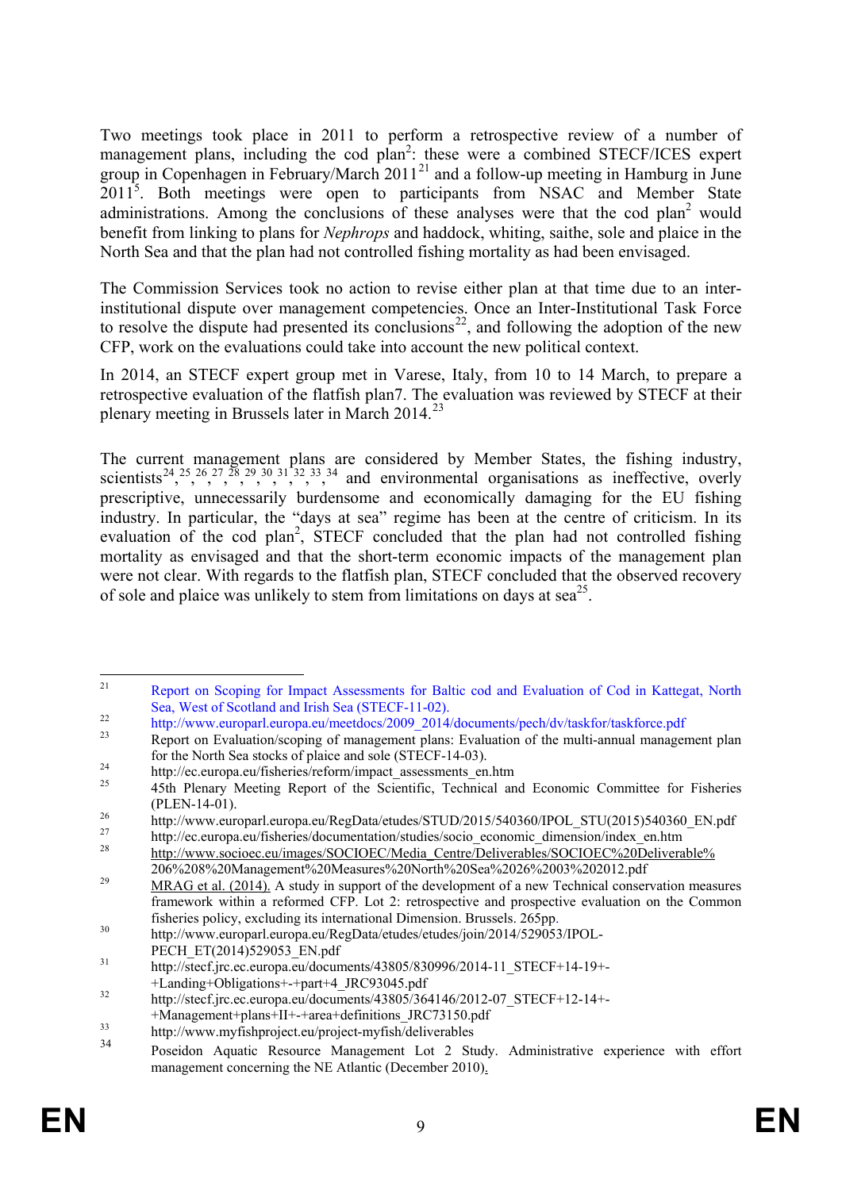Two meetings took place in 2011 to perform a retrospective review of a number of management plans, including the cod plan[2]: these were a combined STECF/ICES expert group in Copenhagen in February/March 2011[21] and a follow-up meeting in Hamburg in June 2011[5]. Both meetings were open to participants from NSAC and Member State administrations. Among the conclusions of these analyses were that the cod plan[2] would benefit from linking to plans for *Nephrops* and haddock, whiting, saithe, sole and plaice in the North Sea and that the plan had not controlled fishing mortality as had been envisaged.

The Commission Services took no action to revise either plan at that time due to an inter-institutional dispute over management competencies. Once an Inter-Institutional Task Force to resolve the dispute had presented its conclusions[22], and following the adoption of the new CFP, work on the evaluations could take into account the new political context.

In 2014, an STECF expert group met in Varese, Italy, from 10 to 14 March, to prepare a retrospective evaluation of the flatfish plan7. The evaluation was reviewed by STECF at their plenary meeting in Brussels later in March 2014.[23]

The current management plans are considered by Member States, the fishing industry, scientists[24,25,26,27,28,29,30,31,32,33,34] and environmental organisations as ineffective, overly prescriptive, unnecessarily burdensome and economically damaging for the EU fishing industry. In particular, the "days at sea" regime has been at the centre of criticism. In its evaluation of the cod plan[2], STECF concluded that the plan had not controlled fishing mortality as envisaged and that the short-term economic impacts of the management plan were not clear. With regards to the flatfish plan, STECF concluded that the observed recovery of sole and plaice was unlikely to stem from limitations on days at sea[25].

---

[21] Report on Scoping for Impact Assessments for Baltic cod and Evaluation of Cod in Kattegat, North Sea, West of Scotland and Irish Sea (STECF-11-02).

[22] http://www.europarl.europa.eu/meetdocs/2009_2014/documents/pech/dv/taskfor/taskforce.pdf

[23] Report on Evaluation/scoping of management plans: Evaluation of the multi-annual management plan for the North Sea stocks of plaice and sole (STECF-14-03).

[24] http://ec.europa.eu/fisheries/reform/impact_assessments_en.htm

[25] 45th Plenary Meeting Report of the Scientific, Technical and Economic Committee for Fisheries (PLEN-14-01).

[26] http://www.europarl.europa.eu/RegData/etudes/STUD/2015/540360/IPOL_STU(2015)540360_EN.pdf

[27] http://ec.europa.eu/fisheries/documentation/studies/socio_economic_dimension/index_en.htm

[28] http://www.socioec.eu/images/SOCIOEC/Media_Centre/Deliverables/SOCIOEC%20Deliverable%206%208%20Management%20Measures%20North%20Sea%2026%2003%202012.pdf

[29] MRAG et al. (2014). A study in support of the development of a new Technical conservation measures framework within a reformed CFP. Lot 2: retrospective and prospective evaluation on the Common fisheries policy, excluding its international Dimension. Brussels. 265pp.

[30] http://www.europarl.europa.eu/RegData/etudes/etudes/join/2014/529053/IPOL-PECH_ET(2014)529053_EN.pdf

[31] http://stecf.jrc.ec.europa.eu/documents/43805/830996/2014-11_STECF+14-19+-+Landing+Obligations+-+part+4_JRC93045.pdf

[32] http://stecf.jrc.ec.europa.eu/documents/43805/364146/2012-07_STECF+12-14+-+Management+plans+II+-+area+definitions_JRC73150.pdf

[33] http://www.myfishproject.eu/project-myfish/deliverables

[34] Poseidon Aquatic Resource Management Lot 2 Study. Administrative experience with effort management concerning the NE Atlantic (December 2010).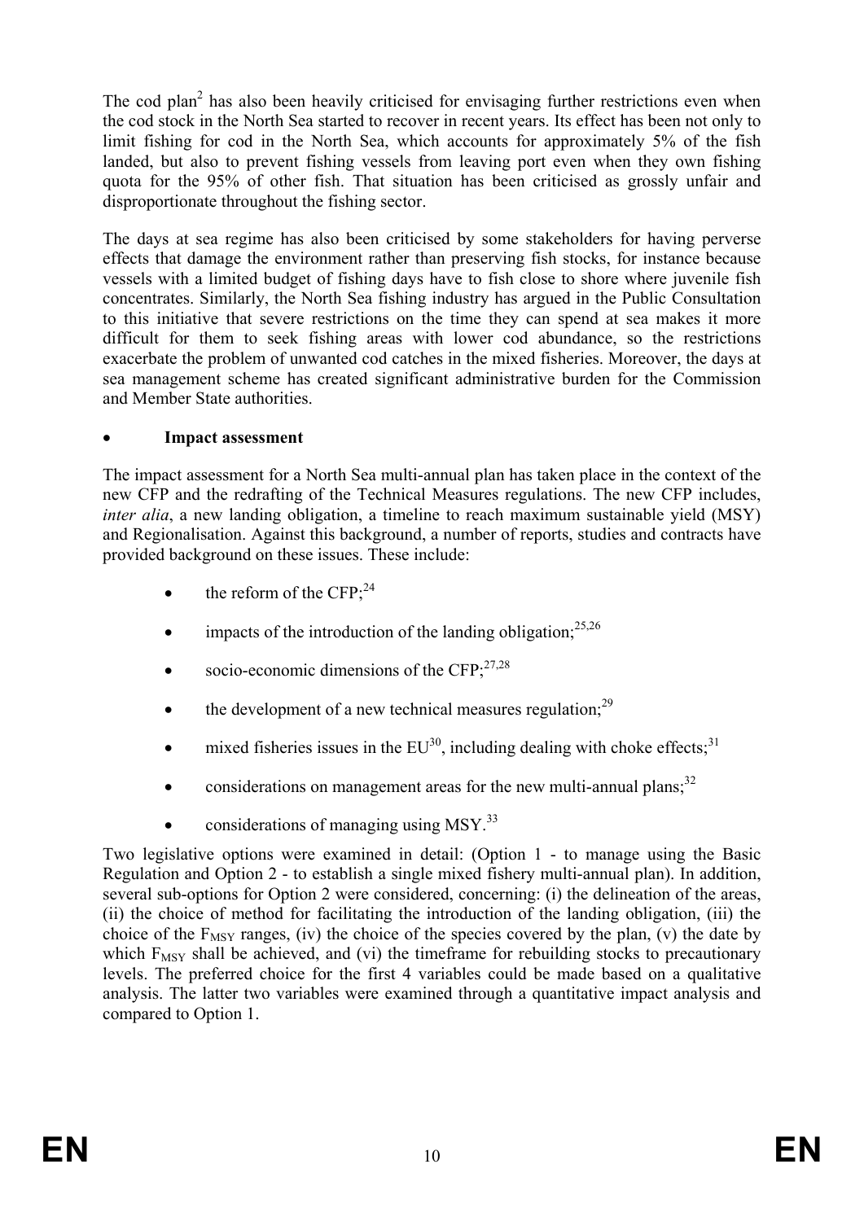The cod plan[2] has also been heavily criticised for envisaging further restrictions even when the cod stock in the North Sea started to recover in recent years. Its effect has been not only to limit fishing for cod in the North Sea, which accounts for approximately 5% of the fish landed, but also to prevent fishing vessels from leaving port even when they own fishing quota for the 95% of other fish. That situation has been criticised as grossly unfair and disproportionate throughout the fishing sector.

The days at sea regime has also been criticised by some stakeholders for having perverse effects that damage the environment rather than preserving fish stocks, for instance because vessels with a limited budget of fishing days have to fish close to shore where juvenile fish concentrates. Similarly, the North Sea fishing industry has argued in the Public Consultation to this initiative that severe restrictions on the time they can spend at sea makes it more difficult for them to seek fishing areas with lower cod abundance, so the restrictions exacerbate the problem of unwanted cod catches in the mixed fisheries. Moreover, the days at sea management scheme has created significant administrative burden for the Commission and Member State authorities.

- **Impact assessment**

The impact assessment for a North Sea multi-annual plan has taken place in the context of the new CFP and the redrafting of the Technical Measures regulations. The new CFP includes, *inter alia*, a new landing obligation, a timeline to reach maximum sustainable yield (MSY) and Regionalisation. Against this background, a number of reports, studies and contracts have provided background on these issues. These include:

- the reform of the CFP;[24]
- impacts of the introduction of the landing obligation;[25,26]
- socio-economic dimensions of the CFP;[27,28]
- the development of a new technical measures regulation;[29]
- mixed fisheries issues in the EU[30], including dealing with choke effects;[31]
- considerations on management areas for the new multi-annual plans;[32]
- considerations of managing using MSY.[33]

Two legislative options were examined in detail: (Option 1 - to manage using the Basic Regulation and Option 2 - to establish a single mixed fishery multi-annual plan). In addition, several sub-options for Option 2 were considered, concerning: (i) the delineation of the areas, (ii) the choice of method for facilitating the introduction of the landing obligation, (iii) the choice of the $F_{MSY}$ ranges, (iv) the choice of the species covered by the plan, (v) the date by which $F_{MSY}$ shall be achieved, and (vi) the timeframe for rebuilding stocks to precautionary levels. The preferred choice for the first 4 variables could be made based on a qualitative analysis. The latter two variables were examined through a quantitative impact analysis and compared to Option 1.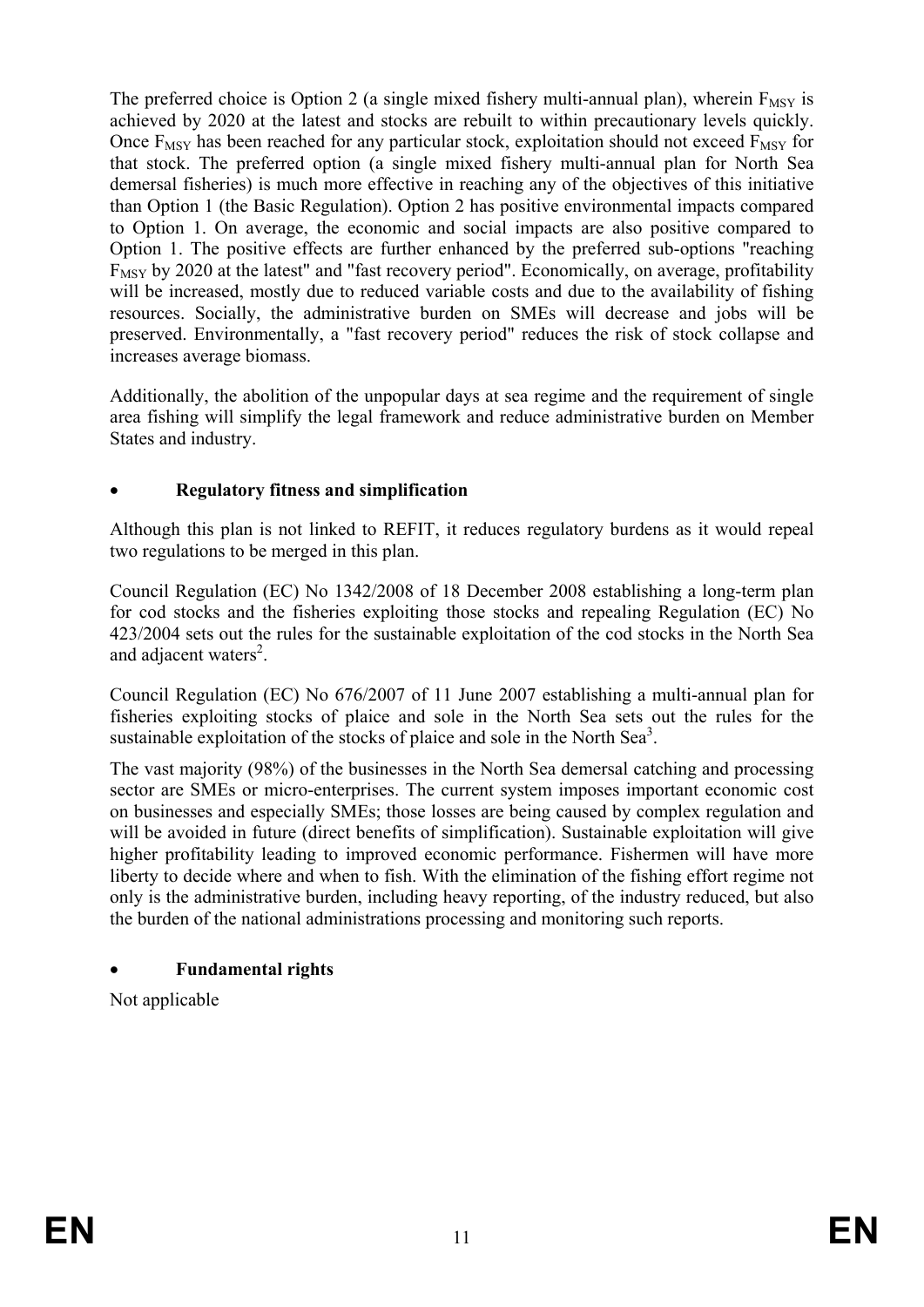The preferred choice is Option 2 (a single mixed fishery multi-annual plan), wherein $F_{MSY}$ is achieved by 2020 at the latest and stocks are rebuilt to within precautionary levels quickly. Once $F_{MSY}$ has been reached for any particular stock, exploitation should not exceed $F_{MSY}$ for that stock. The preferred option (a single mixed fishery multi-annual plan for North Sea demersal fisheries) is much more effective in reaching any of the objectives of this initiative than Option 1 (the Basic Regulation). Option 2 has positive environmental impacts compared to Option 1. On average, the economic and social impacts are also positive compared to Option 1. The positive effects are further enhanced by the preferred sub-options "reaching $F_{MSY}$ by 2020 at the latest" and "fast recovery period". Economically, on average, profitability will be increased, mostly due to reduced variable costs and due to the availability of fishing resources. Socially, the administrative burden on SMEs will decrease and jobs will be preserved. Environmentally, a "fast recovery period" reduces the risk of stock collapse and increases average biomass.

Additionally, the abolition of the unpopular days at sea regime and the requirement of single area fishing will simplify the legal framework and reduce administrative burden on Member States and industry.

- **Regulatory fitness and simplification**

Although this plan is not linked to REFIT, it reduces regulatory burdens as it would repeal two regulations to be merged in this plan.

Council Regulation (EC) No 1342/2008 of 18 December 2008 establishing a long-term plan for cod stocks and the fisheries exploiting those stocks and repealing Regulation (EC) No 423/2004 sets out the rules for the sustainable exploitation of the cod stocks in the North Sea and adjacent waters[2].

Council Regulation (EC) No 676/2007 of 11 June 2007 establishing a multi-annual plan for fisheries exploiting stocks of plaice and sole in the North Sea sets out the rules for the sustainable exploitation of the stocks of plaice and sole in the North Sea[3].

The vast majority (98%) of the businesses in the North Sea demersal catching and processing sector are SMEs or micro-enterprises. The current system imposes important economic cost on businesses and especially SMEs; those losses are being caused by complex regulation and will be avoided in future (direct benefits of simplification). Sustainable exploitation will give higher profitability leading to improved economic performance. Fishermen will have more liberty to decide where and when to fish. With the elimination of the fishing effort regime not only is the administrative burden, including heavy reporting, of the industry reduced, but also the burden of the national administrations processing and monitoring such reports.

- **Fundamental rights**

Not applicable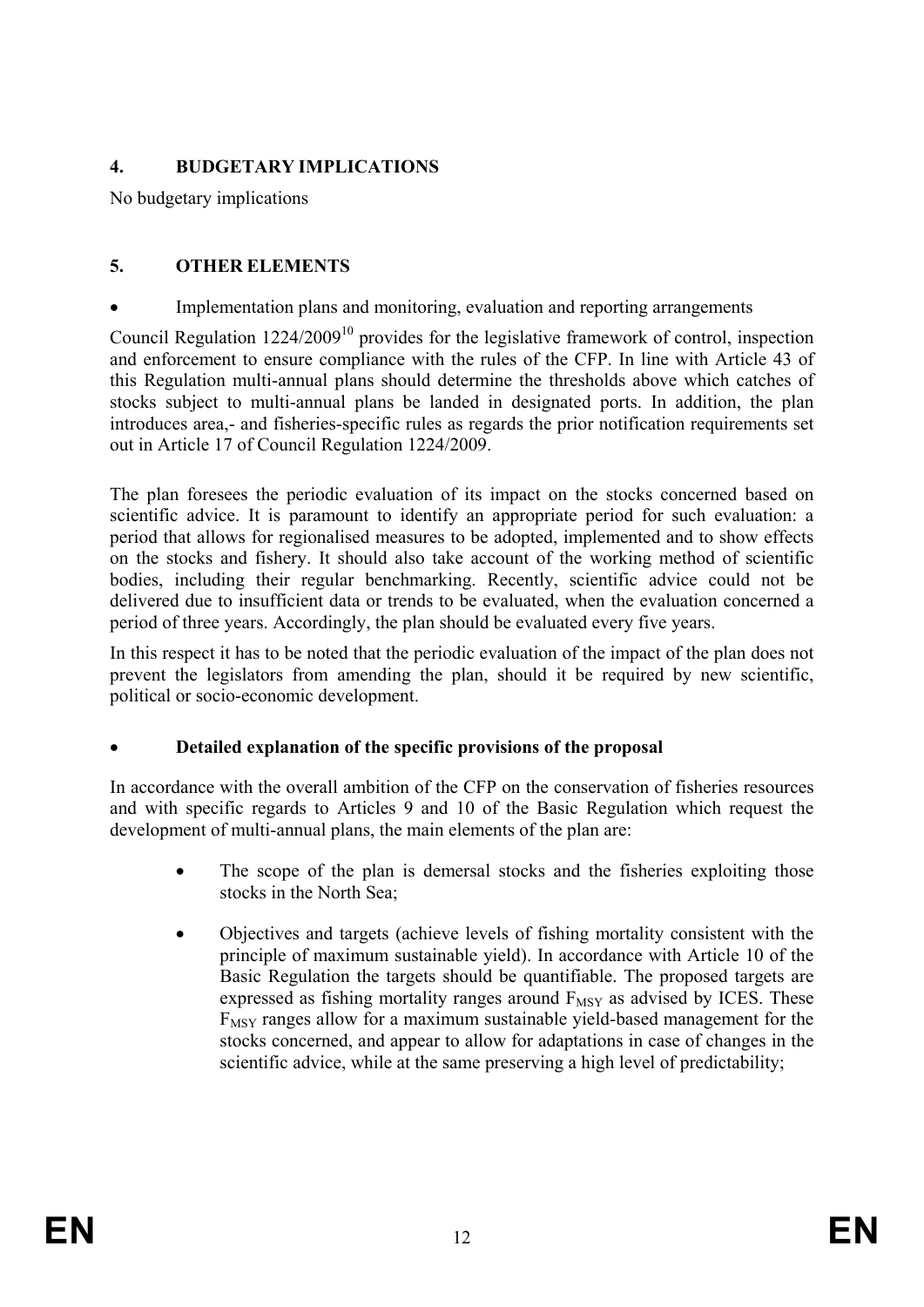## 4. BUDGETARY IMPLICATIONS

No budgetary implications

## 5. OTHER ELEMENTS

- Implementation plans and monitoring, evaluation and reporting arrangements

Council Regulation 1224/2009[10] provides for the legislative framework of control, inspection and enforcement to ensure compliance with the rules of the CFP. In line with Article 43 of this Regulation multi-annual plans should determine the thresholds above which catches of stocks subject to multi-annual plans be landed in designated ports. In addition, the plan introduces area,- and fisheries-specific rules as regards the prior notification requirements set out in Article 17 of Council Regulation 1224/2009.

The plan foresees the periodic evaluation of its impact on the stocks concerned based on scientific advice. It is paramount to identify an appropriate period for such evaluation: a period that allows for regionalised measures to be adopted, implemented and to show effects on the stocks and fishery. It should also take account of the working method of scientific bodies, including their regular benchmarking. Recently, scientific advice could not be delivered due to insufficient data or trends to be evaluated, when the evaluation concerned a period of three years. Accordingly, the plan should be evaluated every five years.

In this respect it has to be noted that the periodic evaluation of the impact of the plan does not prevent the legislators from amending the plan, should it be required by new scientific, political or socio-economic development.

- **Detailed explanation of the specific provisions of the proposal**

In accordance with the overall ambition of the CFP on the conservation of fisheries resources and with specific regards to Articles 9 and 10 of the Basic Regulation which request the development of multi-annual plans, the main elements of the plan are:

- The scope of the plan is demersal stocks and the fisheries exploiting those stocks in the North Sea;
- Objectives and targets (achieve levels of fishing mortality consistent with the principle of maximum sustainable yield). In accordance with Article 10 of the Basic Regulation the targets should be quantifiable. The proposed targets are expressed as fishing mortality ranges around $F_{MSY}$ as advised by ICES. These $F_{MSY}$ ranges allow for a maximum sustainable yield-based management for the stocks concerned, and appear to allow for adaptations in case of changes in the scientific advice, while at the same preserving a high level of predictability;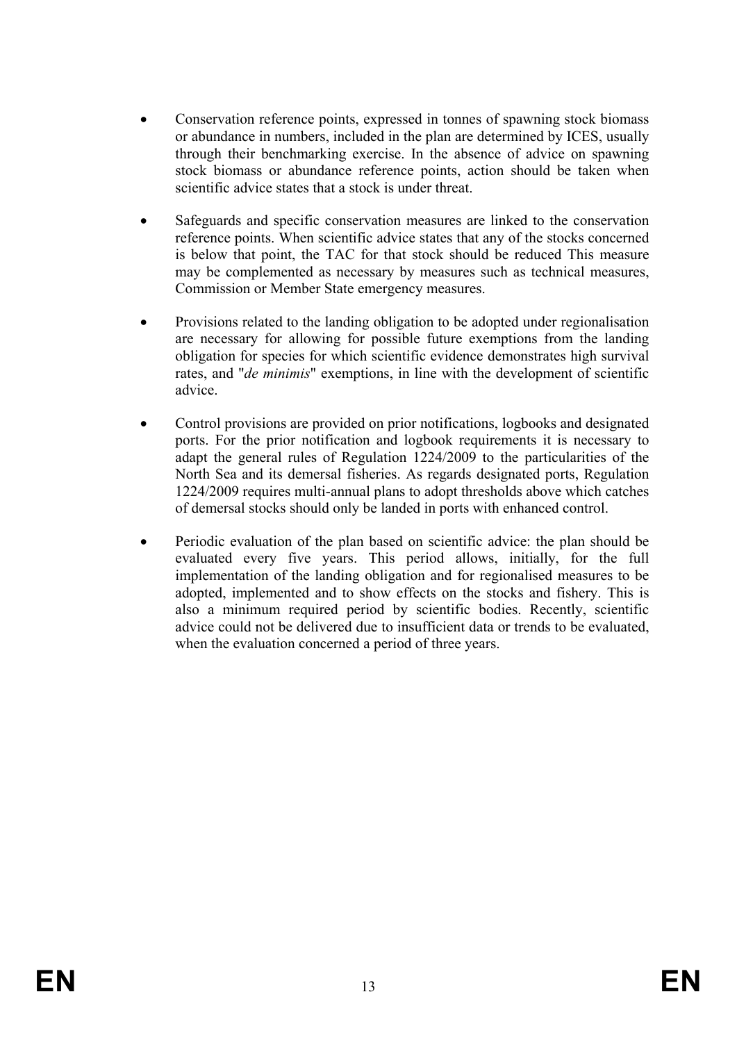- Conservation reference points, expressed in tonnes of spawning stock biomass or abundance in numbers, included in the plan are determined by ICES, usually through their benchmarking exercise. In the absence of advice on spawning stock biomass or abundance reference points, action should be taken when scientific advice states that a stock is under threat.

- Safeguards and specific conservation measures are linked to the conservation reference points. When scientific advice states that any of the stocks concerned is below that point, the TAC for that stock should be reduced This measure may be complemented as necessary by measures such as technical measures, Commission or Member State emergency measures.

- Provisions related to the landing obligation to be adopted under regionalisation are necessary for allowing for possible future exemptions from the landing obligation for species for which scientific evidence demonstrates high survival rates, and "*de minimis*" exemptions, in line with the development of scientific advice.

- Control provisions are provided on prior notifications, logbooks and designated ports. For the prior notification and logbook requirements it is necessary to adapt the general rules of Regulation 1224/2009 to the particularities of the North Sea and its demersal fisheries. As regards designated ports, Regulation 1224/2009 requires multi-annual plans to adopt thresholds above which catches of demersal stocks should only be landed in ports with enhanced control.

- Periodic evaluation of the plan based on scientific advice: the plan should be evaluated every five years. This period allows, initially, for the full implementation of the landing obligation and for regionalised measures to be adopted, implemented and to show effects on the stocks and fishery. This is also a minimum required period by scientific bodies. Recently, scientific advice could not be delivered due to insufficient data or trends to be evaluated, when the evaluation concerned a period of three years.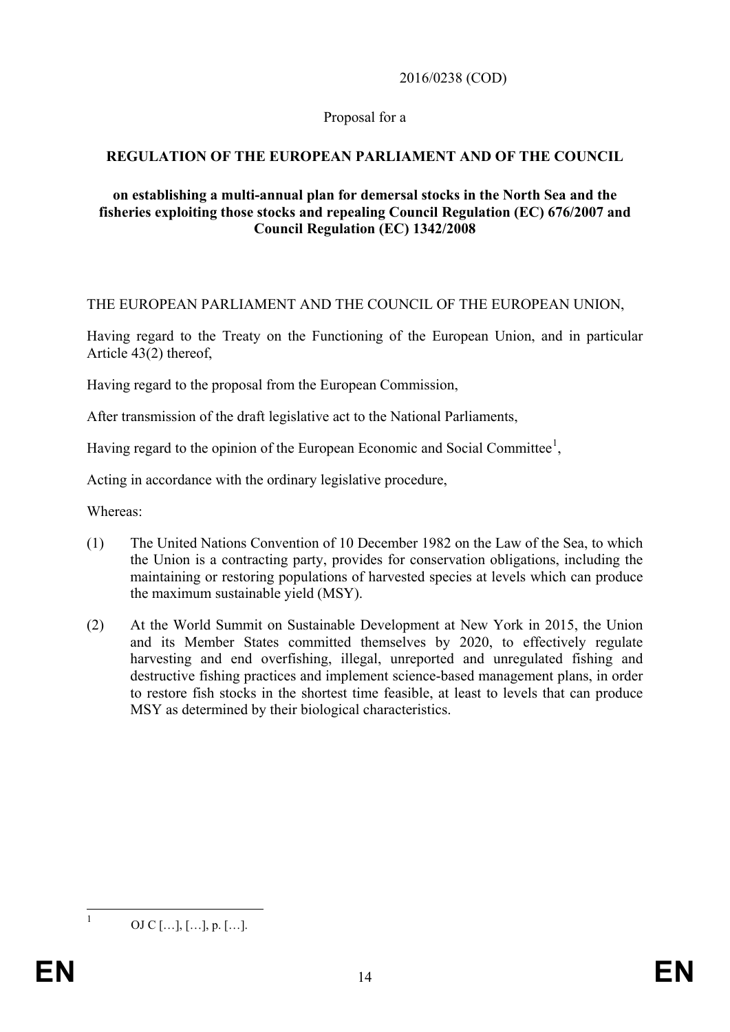2016/0238 (COD)

Proposal for a

**REGULATION OF THE EUROPEAN PARLIAMENT AND OF THE COUNCIL**

**on establishing a multi-annual plan for demersal stocks in the North Sea and the fisheries exploiting those stocks and repealing Council Regulation (EC) 676/2007 and Council Regulation (EC) 1342/2008**

THE EUROPEAN PARLIAMENT AND THE COUNCIL OF THE EUROPEAN UNION,

Having regard to the Treaty on the Functioning of the European Union, and in particular Article 43(2) thereof,

Having regard to the proposal from the European Commission,

After transmission of the draft legislative act to the National Parliaments,

Having regard to the opinion of the European Economic and Social Committee[1],

Acting in accordance with the ordinary legislative procedure,

Whereas:

(1) The United Nations Convention of 10 December 1982 on the Law of the Sea, to which the Union is a contracting party, provides for conservation obligations, including the maintaining or restoring populations of harvested species at levels which can produce the maximum sustainable yield (MSY).

(2) At the World Summit on Sustainable Development at New York in 2015, the Union and its Member States committed themselves by 2020, to effectively regulate harvesting and end overfishing, illegal, unreported and unregulated fishing and destructive fishing practices and implement science-based management plans, in order to restore fish stocks in the shortest time feasible, at least to levels that can produce MSY as determined by their biological characteristics.

[1] OJ C […], […], p. […].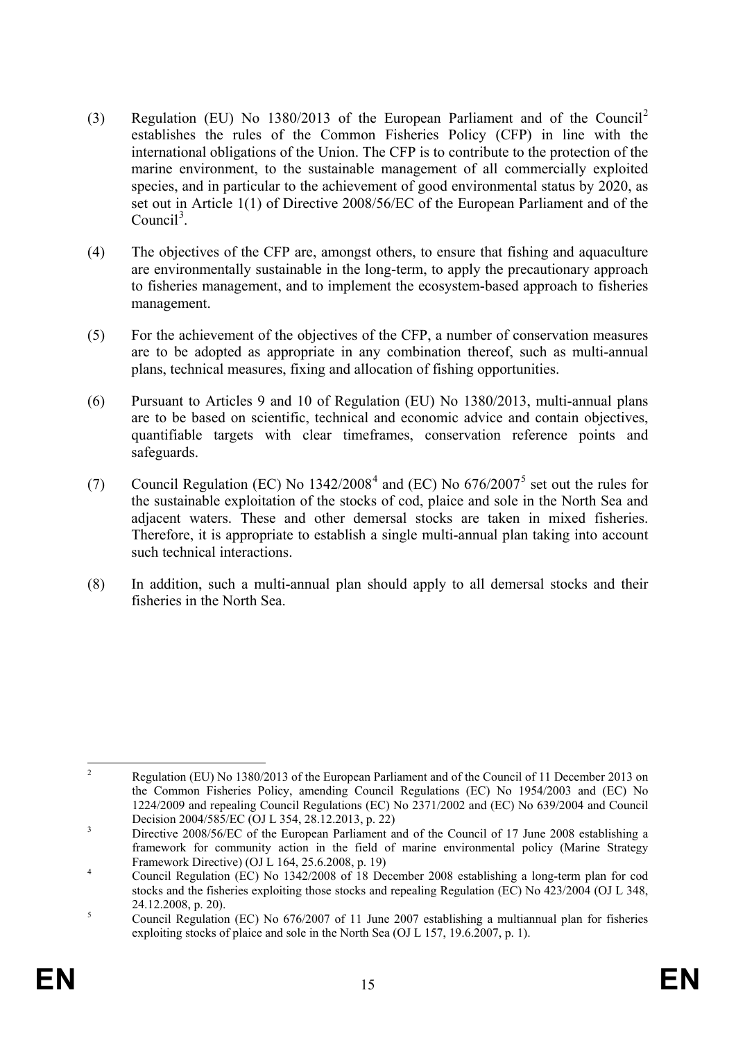(3) Regulation (EU) No 1380/2013 of the European Parliament and of the Council[2] establishes the rules of the Common Fisheries Policy (CFP) in line with the international obligations of the Union. The CFP is to contribute to the protection of the marine environment, to the sustainable management of all commercially exploited species, and in particular to the achievement of good environmental status by 2020, as set out in Article 1(1) of Directive 2008/56/EC of the European Parliament and of the Council[3].

(4) The objectives of the CFP are, amongst others, to ensure that fishing and aquaculture are environmentally sustainable in the long-term, to apply the precautionary approach to fisheries management, and to implement the ecosystem-based approach to fisheries management.

(5) For the achievement of the objectives of the CFP, a number of conservation measures are to be adopted as appropriate in any combination thereof, such as multi-annual plans, technical measures, fixing and allocation of fishing opportunities.

(6) Pursuant to Articles 9 and 10 of Regulation (EU) No 1380/2013, multi-annual plans are to be based on scientific, technical and economic advice and contain objectives, quantifiable targets with clear timeframes, conservation reference points and safeguards.

(7) Council Regulation (EC) No 1342/2008[4] and (EC) No 676/2007[5] set out the rules for the sustainable exploitation of the stocks of cod, plaice and sole in the North Sea and adjacent waters. These and other demersal stocks are taken in mixed fisheries. Therefore, it is appropriate to establish a single multi-annual plan taking into account such technical interactions.

(8) In addition, such a multi-annual plan should apply to all demersal stocks and their fisheries in the North Sea.

---

[2] Regulation (EU) No 1380/2013 of the European Parliament and of the Council of 11 December 2013 on the Common Fisheries Policy, amending Council Regulations (EC) No 1954/2003 and (EC) No 1224/2009 and repealing Council Regulations (EC) No 2371/2002 and (EC) No 639/2004 and Council Decision 2004/585/EC (OJ L 354, 28.12.2013, p. 22)

[3] Directive 2008/56/EC of the European Parliament and of the Council of 17 June 2008 establishing a framework for community action in the field of marine environmental policy (Marine Strategy Framework Directive) (OJ L 164, 25.6.2008, p. 19)

[4] Council Regulation (EC) No 1342/2008 of 18 December 2008 establishing a long-term plan for cod stocks and the fisheries exploiting those stocks and repealing Regulation (EC) No 423/2004 (OJ L 348, 24.12.2008, p. 20).

[5] Council Regulation (EC) No 676/2007 of 11 June 2007 establishing a multiannual plan for fisheries exploiting stocks of plaice and sole in the North Sea (OJ L 157, 19.6.2007, p. 1).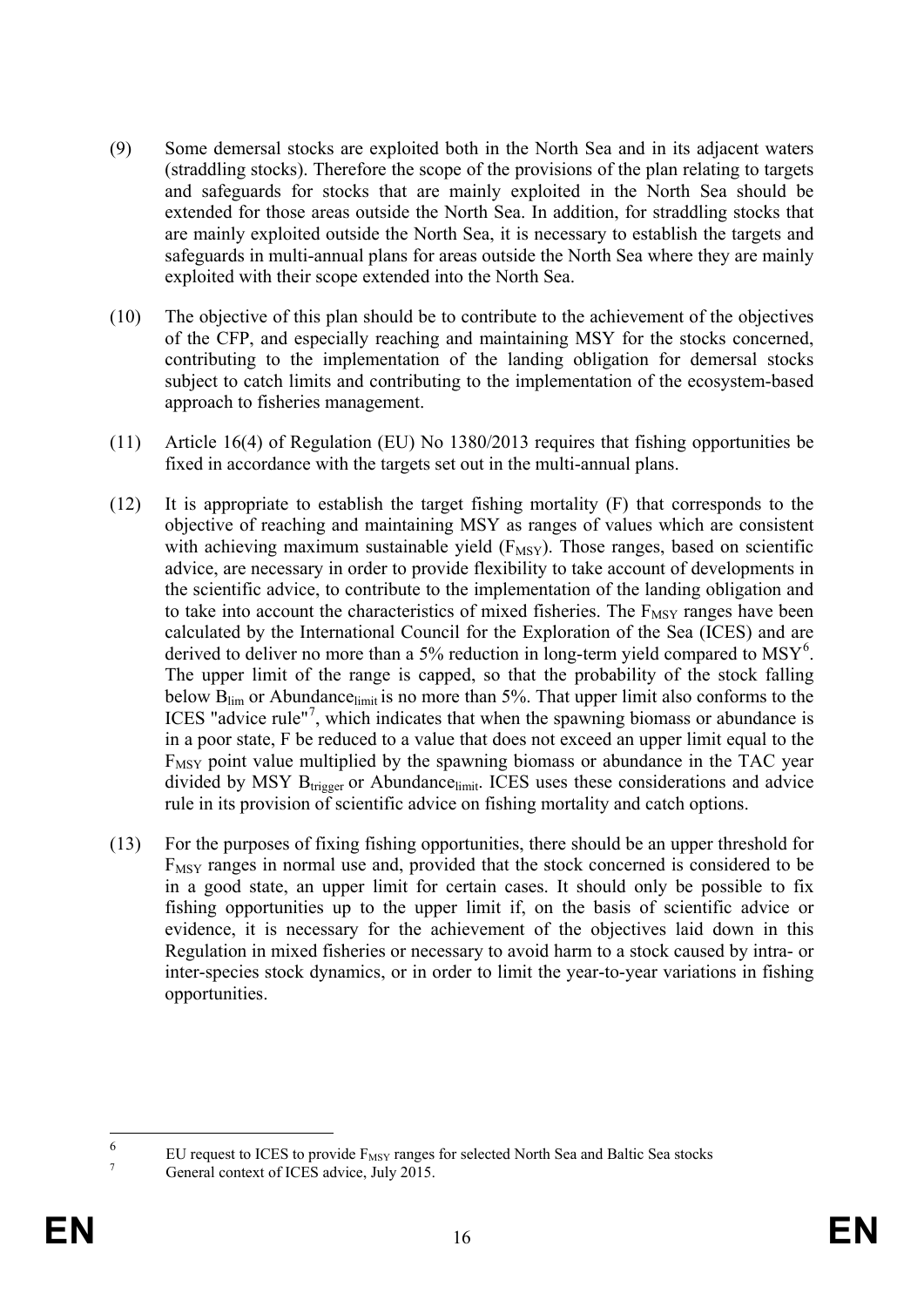(9) Some demersal stocks are exploited both in the North Sea and in its adjacent waters (straddling stocks). Therefore the scope of the provisions of the plan relating to targets and safeguards for stocks that are mainly exploited in the North Sea should be extended for those areas outside the North Sea. In addition, for straddling stocks that are mainly exploited outside the North Sea, it is necessary to establish the targets and safeguards in multi-annual plans for areas outside the North Sea where they are mainly exploited with their scope extended into the North Sea.

(10) The objective of this plan should be to contribute to the achievement of the objectives of the CFP, and especially reaching and maintaining MSY for the stocks concerned, contributing to the implementation of the landing obligation for demersal stocks subject to catch limits and contributing to the implementation of the ecosystem-based approach to fisheries management.

(11) Article 16(4) of Regulation (EU) No 1380/2013 requires that fishing opportunities be fixed in accordance with the targets set out in the multi-annual plans.

(12) It is appropriate to establish the target fishing mortality (F) that corresponds to the objective of reaching and maintaining MSY as ranges of values which are consistent with achieving maximum sustainable yield ($F_{MSY}$). Those ranges, based on scientific advice, are necessary in order to provide flexibility to take account of developments in the scientific advice, to contribute to the implementation of the landing obligation and to take into account the characteristics of mixed fisheries. The $F_{MSY}$ ranges have been calculated by the International Council for the Exploration of the Sea (ICES) and are derived to deliver no more than a 5% reduction in long-term yield compared to MSY[6]. The upper limit of the range is capped, so that the probability of the stock falling below $B_{lim}$ or $Abundance_{limit}$ is no more than 5%. That upper limit also conforms to the ICES "advice rule"[7], which indicates that when the spawning biomass or abundance is in a poor state, F be reduced to a value that does not exceed an upper limit equal to the $F_{MSY}$ point value multiplied by the spawning biomass or abundance in the TAC year divided by MSY $B_{trigger}$ or $Abundance_{limit}$. ICES uses these considerations and advice rule in its provision of scientific advice on fishing mortality and catch options.

(13) For the purposes of fixing fishing opportunities, there should be an upper threshold for $F_{MSY}$ ranges in normal use and, provided that the stock concerned is considered to be in a good state, an upper limit for certain cases. It should only be possible to fix fishing opportunities up to the upper limit if, on the basis of scientific advice or evidence, it is necessary for the achievement of the objectives laid down in this Regulation in mixed fisheries or necessary to avoid harm to a stock caused by intra- or inter-species stock dynamics, or in order to limit the year-to-year variations in fishing opportunities.

---

[6] EU request to ICES to provide $F_{MSY}$ ranges for selected North Sea and Baltic Sea stocks

[7] General context of ICES advice, July 2015.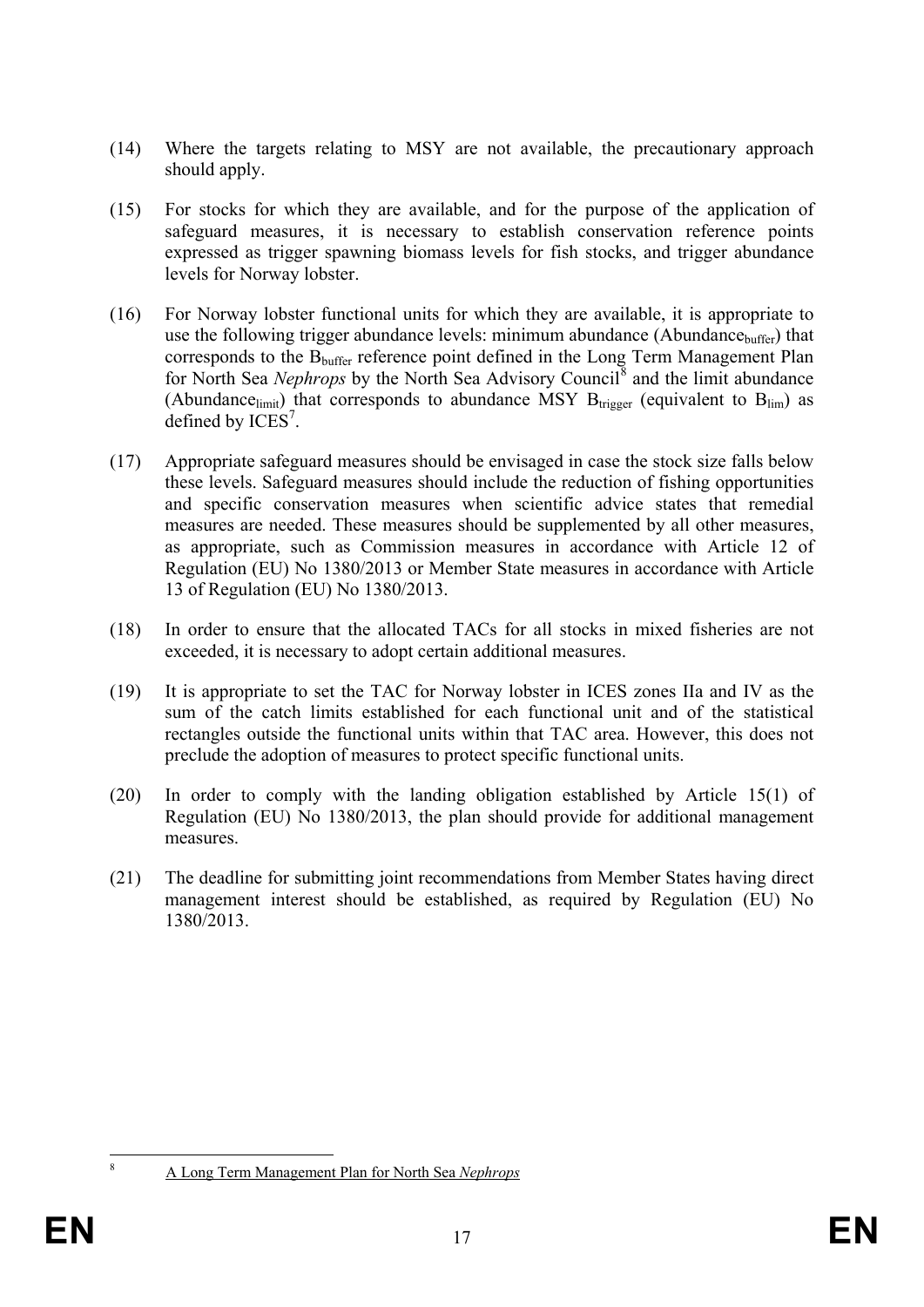(14) Where the targets relating to MSY are not available, the precautionary approach should apply.

(15) For stocks for which they are available, and for the purpose of the application of safeguard measures, it is necessary to establish conservation reference points expressed as trigger spawning biomass levels for fish stocks, and trigger abundance levels for Norway lobster.

(16) For Norway lobster functional units for which they are available, it is appropriate to use the following trigger abundance levels: minimum abundance ($Abundance_{buffer}$) that corresponds to the $B_{buffer}$ reference point defined in the Long Term Management Plan for North Sea *Nephrops* by the North Sea Advisory Council[8] and the limit abundance ($Abundance_{limit}$) that corresponds to abundance MSY $B_{trigger}$ (equivalent to $B_{lim}$) as defined by ICES[7].

(17) Appropriate safeguard measures should be envisaged in case the stock size falls below these levels. Safeguard measures should include the reduction of fishing opportunities and specific conservation measures when scientific advice states that remedial measures are needed. These measures should be supplemented by all other measures, as appropriate, such as Commission measures in accordance with Article 12 of Regulation (EU) No 1380/2013 or Member State measures in accordance with Article 13 of Regulation (EU) No 1380/2013.

(18) In order to ensure that the allocated TACs for all stocks in mixed fisheries are not exceeded, it is necessary to adopt certain additional measures.

(19) It is appropriate to set the TAC for Norway lobster in ICES zones IIa and IV as the sum of the catch limits established for each functional unit and of the statistical rectangles outside the functional units within that TAC area. However, this does not preclude the adoption of measures to protect specific functional units.

(20) In order to comply with the landing obligation established by Article 15(1) of Regulation (EU) No 1380/2013, the plan should provide for additional management measures.

(21) The deadline for submitting joint recommendations from Member States having direct management interest should be established, as required by Regulation (EU) No 1380/2013.

---

[8] A Long Term Management Plan for North Sea *Nephrops*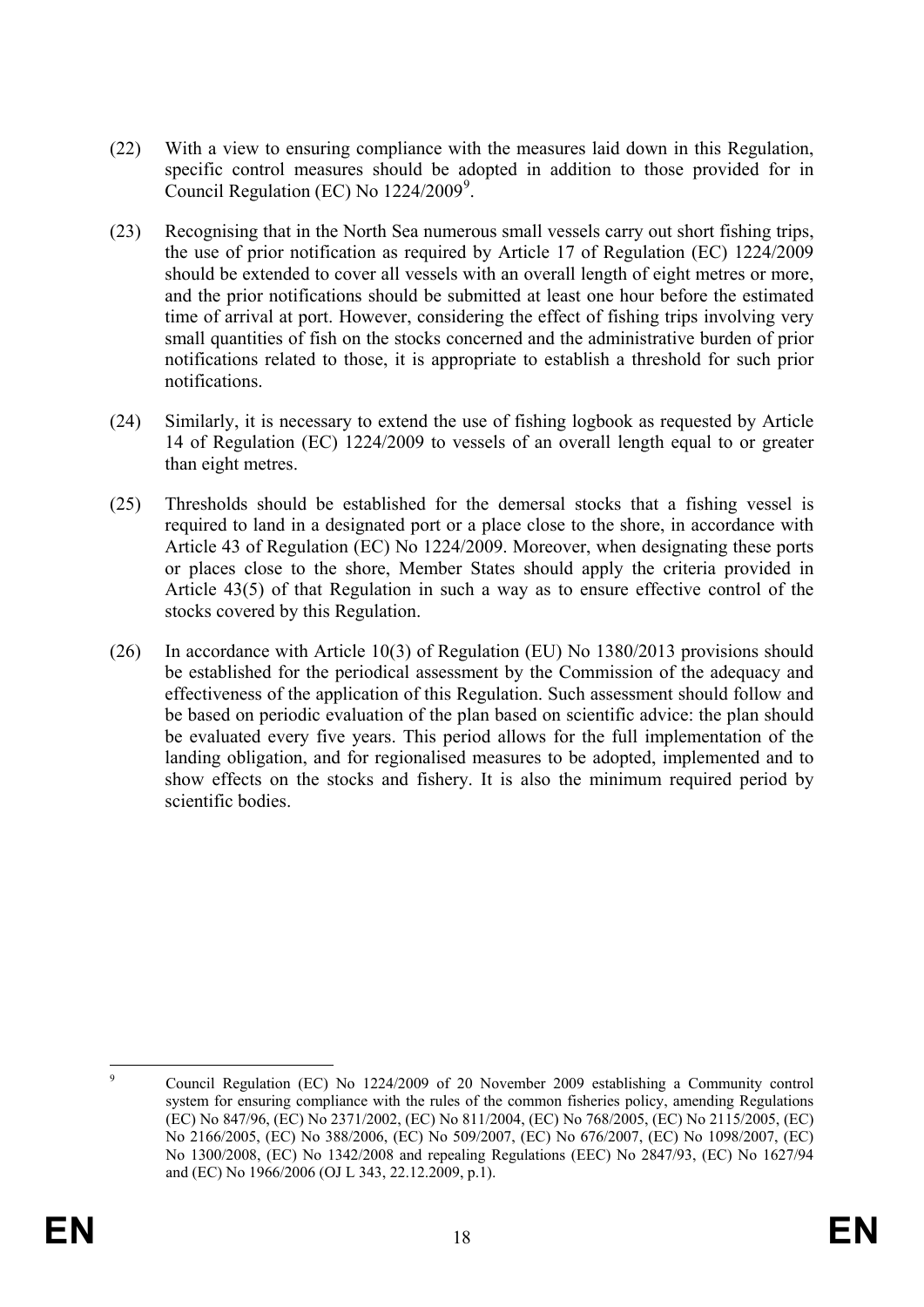(22) With a view to ensuring compliance with the measures laid down in this Regulation, specific control measures should be adopted in addition to those provided for in Council Regulation (EC) No 1224/2009[9].

(23) Recognising that in the North Sea numerous small vessels carry out short fishing trips, the use of prior notification as required by Article 17 of Regulation (EC) 1224/2009 should be extended to cover all vessels with an overall length of eight metres or more, and the prior notifications should be submitted at least one hour before the estimated time of arrival at port. However, considering the effect of fishing trips involving very small quantities of fish on the stocks concerned and the administrative burden of prior notifications related to those, it is appropriate to establish a threshold for such prior notifications.

(24) Similarly, it is necessary to extend the use of fishing logbook as requested by Article 14 of Regulation (EC) 1224/2009 to vessels of an overall length equal to or greater than eight metres.

(25) Thresholds should be established for the demersal stocks that a fishing vessel is required to land in a designated port or a place close to the shore, in accordance with Article 43 of Regulation (EC) No 1224/2009. Moreover, when designating these ports or places close to the shore, Member States should apply the criteria provided in Article 43(5) of that Regulation in such a way as to ensure effective control of the stocks covered by this Regulation.

(26) In accordance with Article 10(3) of Regulation (EU) No 1380/2013 provisions should be established for the periodical assessment by the Commission of the adequacy and effectiveness of the application of this Regulation. Such assessment should follow and be based on periodic evaluation of the plan based on scientific advice: the plan should be evaluated every five years. This period allows for the full implementation of the landing obligation, and for regionalised measures to be adopted, implemented and to show effects on the stocks and fishery. It is also the minimum required period by scientific bodies.

---

[9] Council Regulation (EC) No 1224/2009 of 20 November 2009 establishing a Community control system for ensuring compliance with the rules of the common fisheries policy, amending Regulations (EC) No 847/96, (EC) No 2371/2002, (EC) No 811/2004, (EC) No 768/2005, (EC) No 2115/2005, (EC) No 2166/2005, (EC) No 388/2006, (EC) No 509/2007, (EC) No 676/2007, (EC) No 1098/2007, (EC) No 1300/2008, (EC) No 1342/2008 and repealing Regulations (EEC) No 2847/93, (EC) No 1627/94 and (EC) No 1966/2006 (OJ L 343, 22.12.2009, p.1).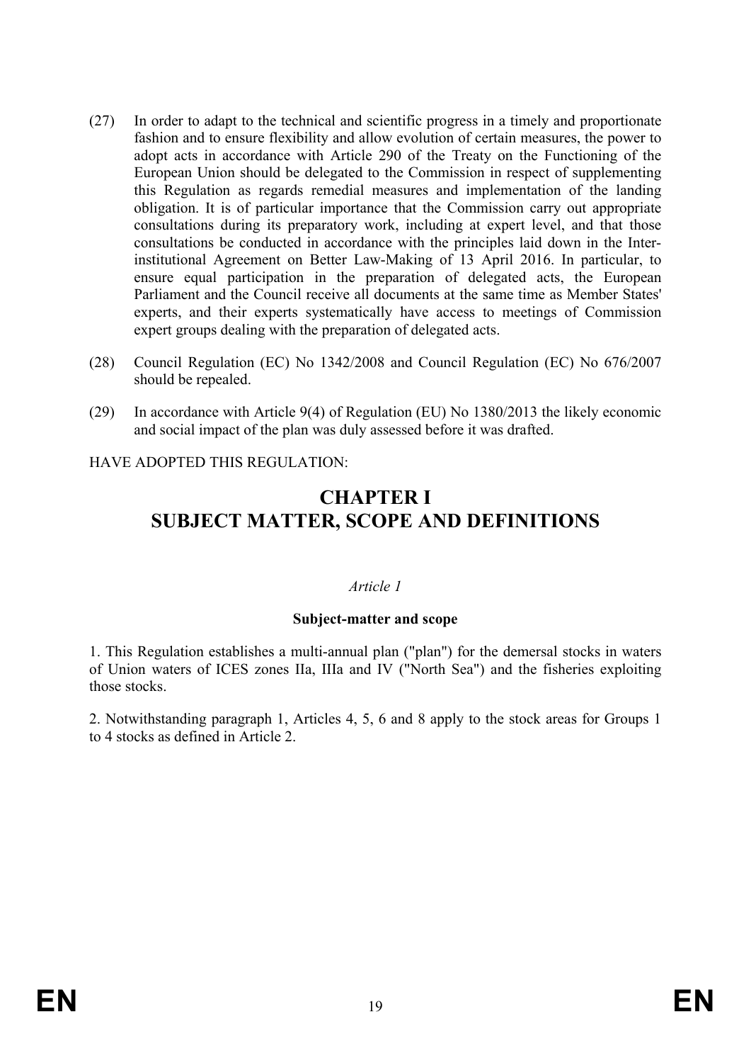(27) In order to adapt to the technical and scientific progress in a timely and proportionate fashion and to ensure flexibility and allow evolution of certain measures, the power to adopt acts in accordance with Article 290 of the Treaty on the Functioning of the European Union should be delegated to the Commission in respect of supplementing this Regulation as regards remedial measures and implementation of the landing obligation. It is of particular importance that the Commission carry out appropriate consultations during its preparatory work, including at expert level, and that those consultations be conducted in accordance with the principles laid down in the Inter-institutional Agreement on Better Law-Making of 13 April 2016. In particular, to ensure equal participation in the preparation of delegated acts, the European Parliament and the Council receive all documents at the same time as Member States' experts, and their experts systematically have access to meetings of Commission expert groups dealing with the preparation of delegated acts.

(28) Council Regulation (EC) No 1342/2008 and Council Regulation (EC) No 676/2007 should be repealed.

(29) In accordance with Article 9(4) of Regulation (EU) No 1380/2013 the likely economic and social impact of the plan was duly assessed before it was drafted.

HAVE ADOPTED THIS REGULATION:

# CHAPTER I
# SUBJECT MATTER, SCOPE AND DEFINITIONS

*Article 1*

**Subject-matter and scope**

1. This Regulation establishes a multi-annual plan ("plan") for the demersal stocks in waters of Union waters of ICES zones IIa, IIIa and IV ("North Sea") and the fisheries exploiting those stocks.

2. Notwithstanding paragraph 1, Articles 4, 5, 6 and 8 apply to the stock areas for Groups 1 to 4 stocks as defined in Article 2.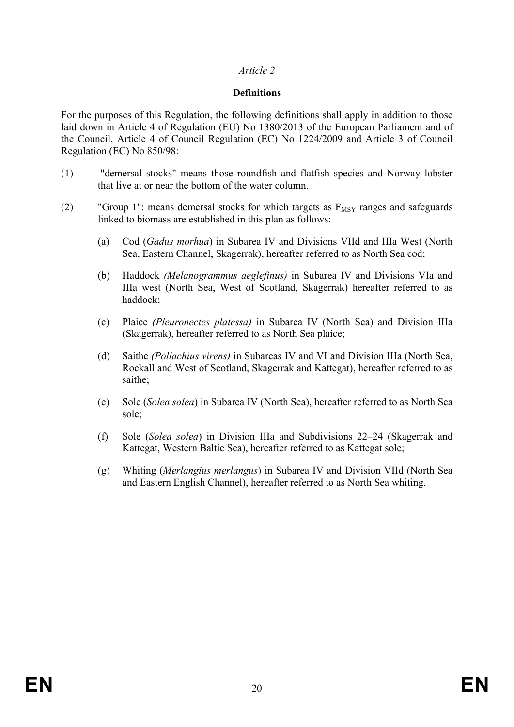*Article 2*

**Definitions**

For the purposes of this Regulation, the following definitions shall apply in addition to those laid down in Article 4 of Regulation (EU) No 1380/2013 of the European Parliament and of the Council, Article 4 of Council Regulation (EC) No 1224/2009 and Article 3 of Council Regulation (EC) No 850/98:

(1) "demersal stocks" means those roundfish and flatfish species and Norway lobster that live at or near the bottom of the water column.

(2) "Group 1": means demersal stocks for which targets as $F_{MSY}$ ranges and safeguards linked to biomass are established in this plan as follows:

   (a) Cod (*Gadus morhua*) in Subarea IV and Divisions VIId and IIIa West (North Sea, Eastern Channel, Skagerrak), hereafter referred to as North Sea cod;

   (b) Haddock *(Melanogrammus aeglefinus)* in Subarea IV and Divisions VIa and IIIa west (North Sea, West of Scotland, Skagerrak) hereafter referred to as haddock;

   (c) Plaice *(Pleuronectes platessa)* in Subarea IV (North Sea) and Division IIIa (Skagerrak), hereafter referred to as North Sea plaice;

   (d) Saithe *(Pollachius virens)* in Subareas IV and VI and Division IIIa (North Sea, Rockall and West of Scotland, Skagerrak and Kattegat), hereafter referred to as saithe;

   (e) Sole (*Solea solea*) in Subarea IV (North Sea), hereafter referred to as North Sea sole;

   (f) Sole (*Solea solea*) in Division IIIa and Subdivisions 22–24 (Skagerrak and Kattegat, Western Baltic Sea), hereafter referred to as Kattegat sole;

   (g) Whiting (*Merlangius merlangus*) in Subarea IV and Division VIId (North Sea and Eastern English Channel), hereafter referred to as North Sea whiting.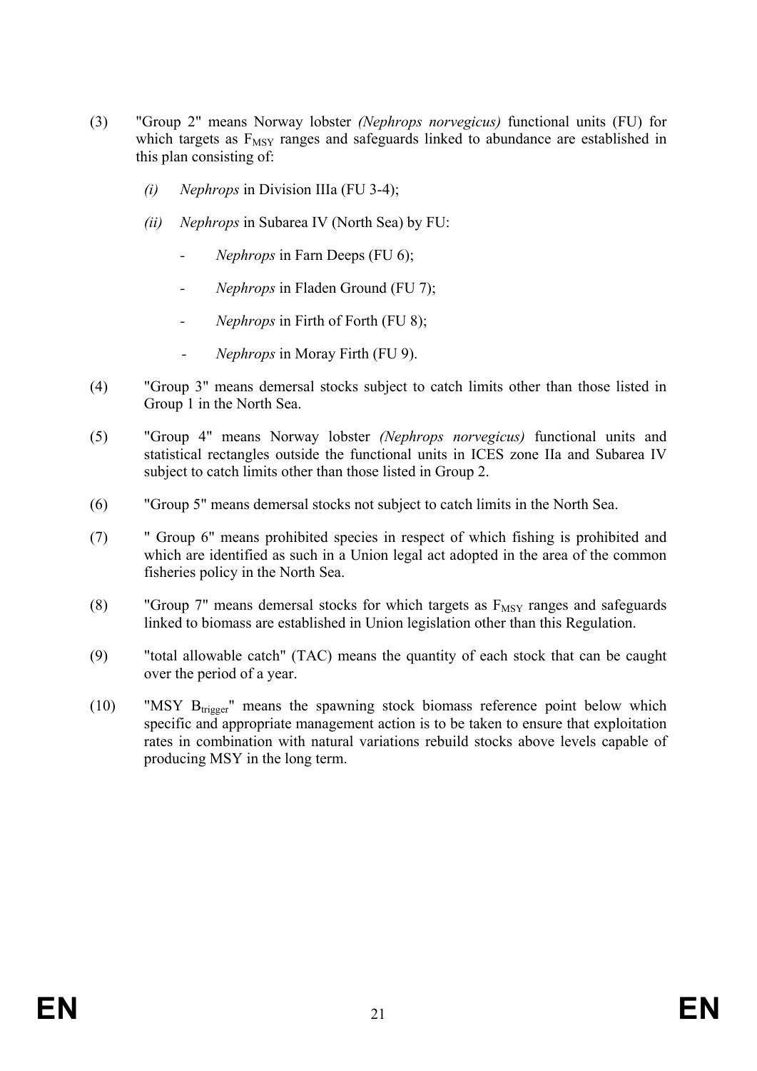(3) "Group 2" means Norway lobster *(Nephrops norvegicus)* functional units (FU) for which targets as $F_{MSY}$ ranges and safeguards linked to abundance are established in this plan consisting of:

   *(i)* *Nephrops* in Division IIIa (FU 3-4);

   *(ii)* *Nephrops* in Subarea IV (North Sea) by FU:

   - *Nephrops* in Farn Deeps (FU 6);
   - *Nephrops* in Fladen Ground (FU 7);
   - *Nephrops* in Firth of Forth (FU 8);
   - *Nephrops* in Moray Firth (FU 9).

(4) "Group 3" means demersal stocks subject to catch limits other than those listed in Group 1 in the North Sea.

(5) "Group 4" means Norway lobster *(Nephrops norvegicus)* functional units and statistical rectangles outside the functional units in ICES zone IIa and Subarea IV subject to catch limits other than those listed in Group 2.

(6) "Group 5" means demersal stocks not subject to catch limits in the North Sea.

(7) " Group 6" means prohibited species in respect of which fishing is prohibited and which are identified as such in a Union legal act adopted in the area of the common fisheries policy in the North Sea.

(8) "Group 7" means demersal stocks for which targets as $F_{MSY}$ ranges and safeguards linked to biomass are established in Union legislation other than this Regulation.

(9) "total allowable catch" (TAC) means the quantity of each stock that can be caught over the period of a year.

(10) "MSY $B_{trigger}$" means the spawning stock biomass reference point below which specific and appropriate management action is to be taken to ensure that exploitation rates in combination with natural variations rebuild stocks above levels capable of producing MSY in the long term.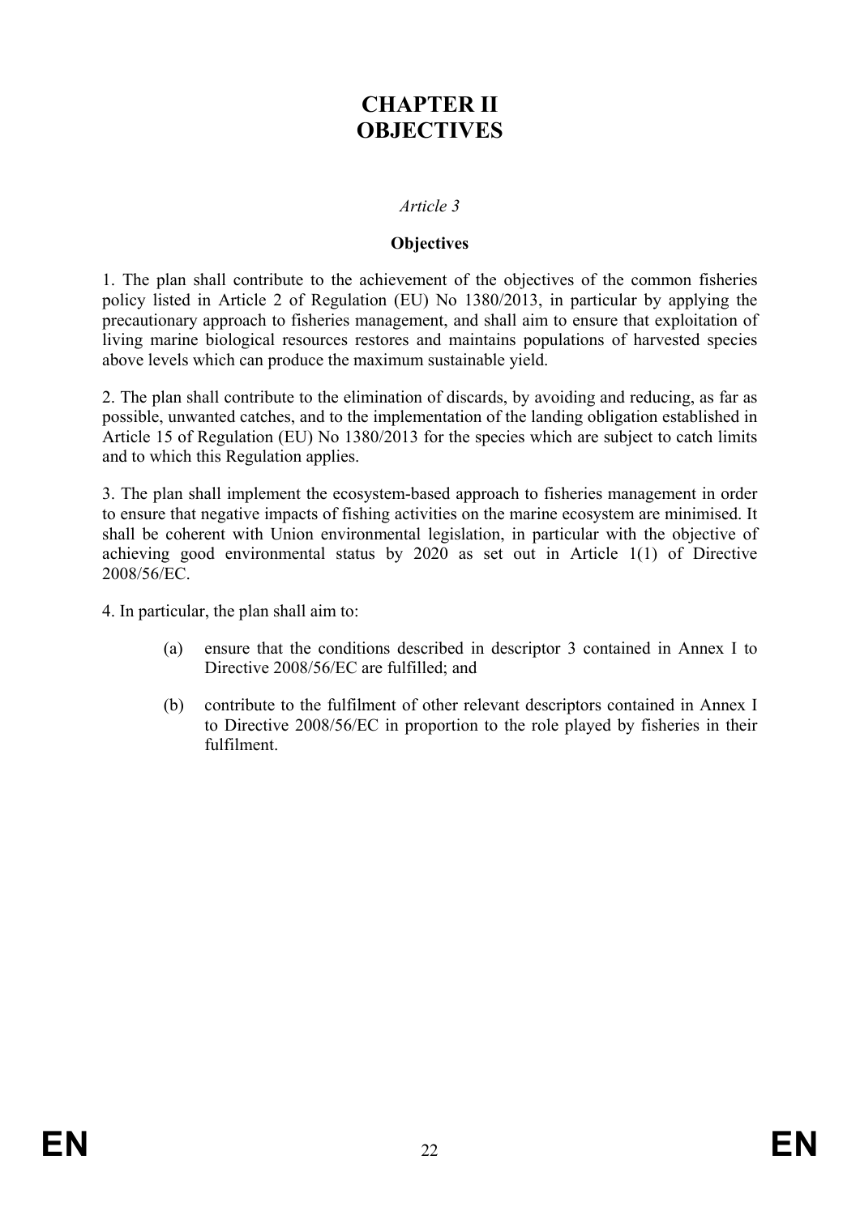# CHAPTER II
# OBJECTIVES

*Article 3*

**Objectives**

1. The plan shall contribute to the achievement of the objectives of the common fisheries policy listed in Article 2 of Regulation (EU) No 1380/2013, in particular by applying the precautionary approach to fisheries management, and shall aim to ensure that exploitation of living marine biological resources restores and maintains populations of harvested species above levels which can produce the maximum sustainable yield.

2. The plan shall contribute to the elimination of discards, by avoiding and reducing, as far as possible, unwanted catches, and to the implementation of the landing obligation established in Article 15 of Regulation (EU) No 1380/2013 for the species which are subject to catch limits and to which this Regulation applies.

3. The plan shall implement the ecosystem-based approach to fisheries management in order to ensure that negative impacts of fishing activities on the marine ecosystem are minimised. It shall be coherent with Union environmental legislation, in particular with the objective of achieving good environmental status by 2020 as set out in Article 1(1) of Directive 2008/56/EC.

4. In particular, the plan shall aim to:

(a) ensure that the conditions described in descriptor 3 contained in Annex I to Directive 2008/56/EC are fulfilled; and

(b) contribute to the fulfilment of other relevant descriptors contained in Annex I to Directive 2008/56/EC in proportion to the role played by fisheries in their fulfilment.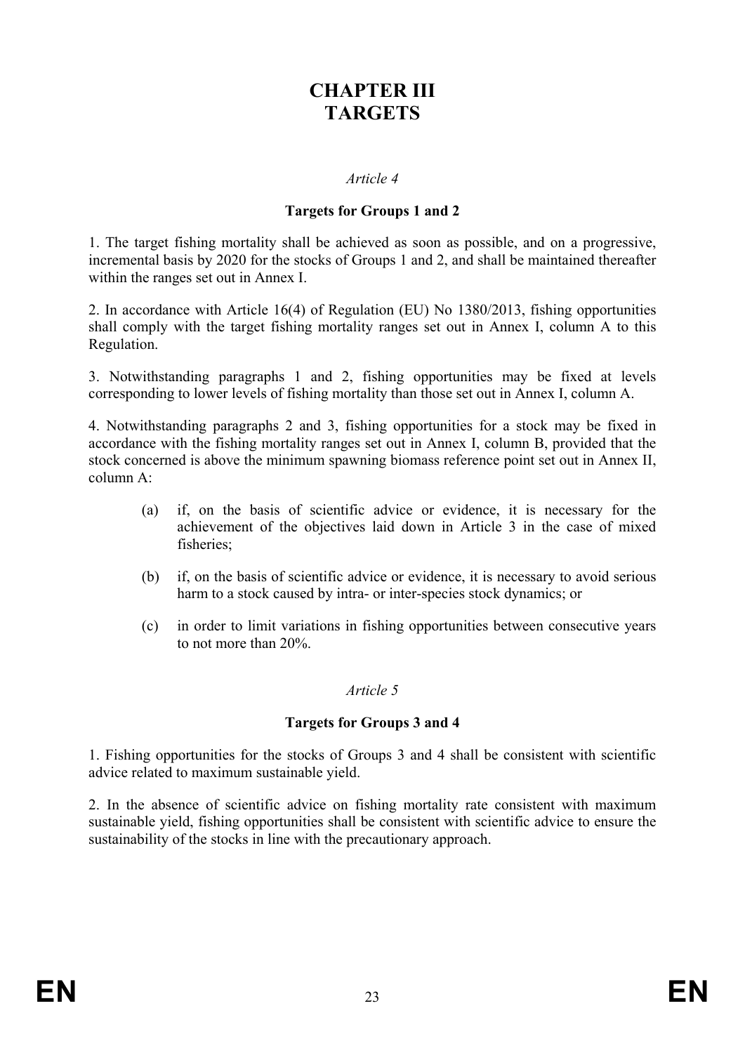# CHAPTER III
# TARGETS

*Article 4*

**Targets for Groups 1 and 2**

1. The target fishing mortality shall be achieved as soon as possible, and on a progressive, incremental basis by 2020 for the stocks of Groups 1 and 2, and shall be maintained thereafter within the ranges set out in Annex I.

2. In accordance with Article 16(4) of Regulation (EU) No 1380/2013, fishing opportunities shall comply with the target fishing mortality ranges set out in Annex I, column A to this Regulation.

3. Notwithstanding paragraphs 1 and 2, fishing opportunities may be fixed at levels corresponding to lower levels of fishing mortality than those set out in Annex I, column A.

4. Notwithstanding paragraphs 2 and 3, fishing opportunities for a stock may be fixed in accordance with the fishing mortality ranges set out in Annex I, column B, provided that the stock concerned is above the minimum spawning biomass reference point set out in Annex II, column A:

(a) if, on the basis of scientific advice or evidence, it is necessary for the achievement of the objectives laid down in Article 3 in the case of mixed fisheries;

(b) if, on the basis of scientific advice or evidence, it is necessary to avoid serious harm to a stock caused by intra- or inter-species stock dynamics; or

(c) in order to limit variations in fishing opportunities between consecutive years to not more than 20%.

*Article 5*

**Targets for Groups 3 and 4**

1. Fishing opportunities for the stocks of Groups 3 and 4 shall be consistent with scientific advice related to maximum sustainable yield.

2. In the absence of scientific advice on fishing mortality rate consistent with maximum sustainable yield, fishing opportunities shall be consistent with scientific advice to ensure the sustainability of the stocks in line with the precautionary approach.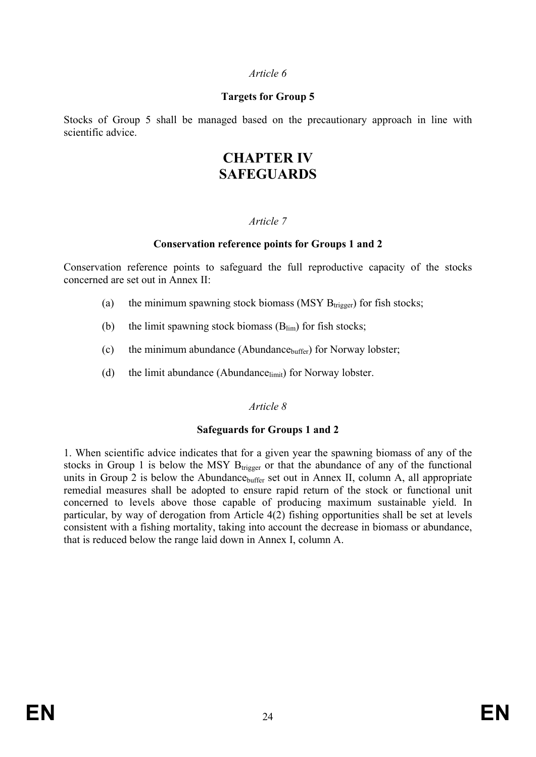*Article 6*

**Targets for Group 5**

Stocks of Group 5 shall be managed based on the precautionary approach in line with scientific advice.

# CHAPTER IV
# SAFEGUARDS

*Article 7*

**Conservation reference points for Groups 1 and 2**

Conservation reference points to safeguard the full reproductive capacity of the stocks concerned are set out in Annex II:

(a) the minimum spawning stock biomass (MSY $B_{trigger}$) for fish stocks;

(b) the limit spawning stock biomass ($B_{lim}$) for fish stocks;

(c) the minimum abundance ($Abundance_{buffer}$) for Norway lobster;

(d) the limit abundance ($Abundance_{limit}$) for Norway lobster.

*Article 8*

**Safeguards for Groups 1 and 2**

1. When scientific advice indicates that for a given year the spawning biomass of any of the stocks in Group 1 is below the MSY $B_{trigger}$ or that the abundance of any of the functional units in Group 2 is below the $Abundance_{buffer}$ set out in Annex II, column A, all appropriate remedial measures shall be adopted to ensure rapid return of the stock or functional unit concerned to levels above those capable of producing maximum sustainable yield. In particular, by way of derogation from Article 4(2) fishing opportunities shall be set at levels consistent with a fishing mortality, taking into account the decrease in biomass or abundance, that is reduced below the range laid down in Annex I, column A.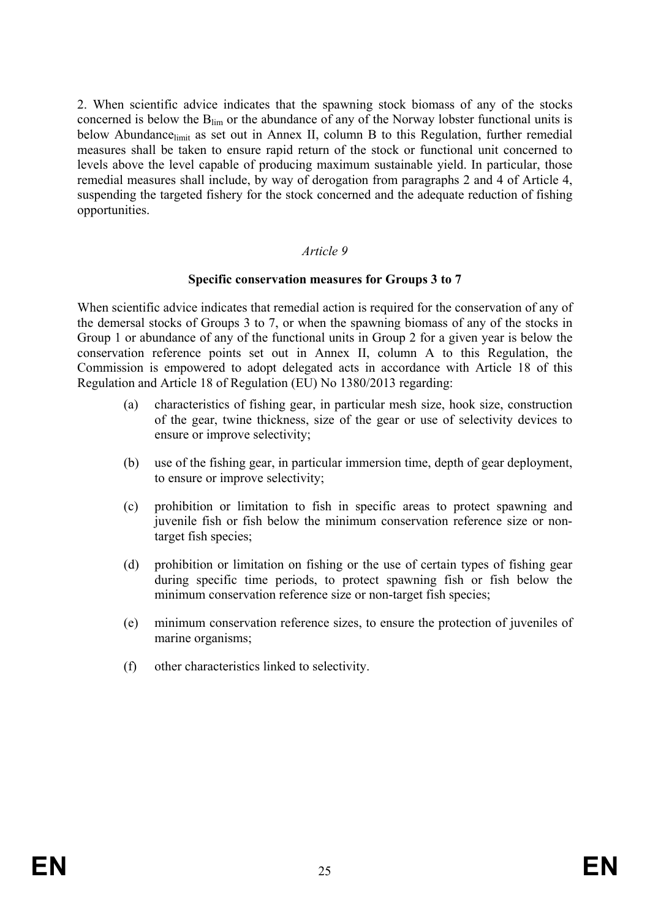2. When scientific advice indicates that the spawning stock biomass of any of the stocks concerned is below the $B_{lim}$ or the abundance of any of the Norway lobster functional units is below $Abundance_{limit}$ as set out in Annex II, column B to this Regulation, further remedial measures shall be taken to ensure rapid return of the stock or functional unit concerned to levels above the level capable of producing maximum sustainable yield. In particular, those remedial measures shall include, by way of derogation from paragraphs 2 and 4 of Article 4, suspending the targeted fishery for the stock concerned and the adequate reduction of fishing opportunities.

*Article 9*

**Specific conservation measures for Groups 3 to 7**

When scientific advice indicates that remedial action is required for the conservation of any of the demersal stocks of Groups 3 to 7, or when the spawning biomass of any of the stocks in Group 1 or abundance of any of the functional units in Group 2 for a given year is below the conservation reference points set out in Annex II, column A to this Regulation, the Commission is empowered to adopt delegated acts in accordance with Article 18 of this Regulation and Article 18 of Regulation (EU) No 1380/2013 regarding:

(a) characteristics of fishing gear, in particular mesh size, hook size, construction of the gear, twine thickness, size of the gear or use of selectivity devices to ensure or improve selectivity;

(b) use of the fishing gear, in particular immersion time, depth of gear deployment, to ensure or improve selectivity;

(c) prohibition or limitation to fish in specific areas to protect spawning and juvenile fish or fish below the minimum conservation reference size or non-target fish species;

(d) prohibition or limitation on fishing or the use of certain types of fishing gear during specific time periods, to protect spawning fish or fish below the minimum conservation reference size or non-target fish species;

(e) minimum conservation reference sizes, to ensure the protection of juveniles of marine organisms;

(f) other characteristics linked to selectivity.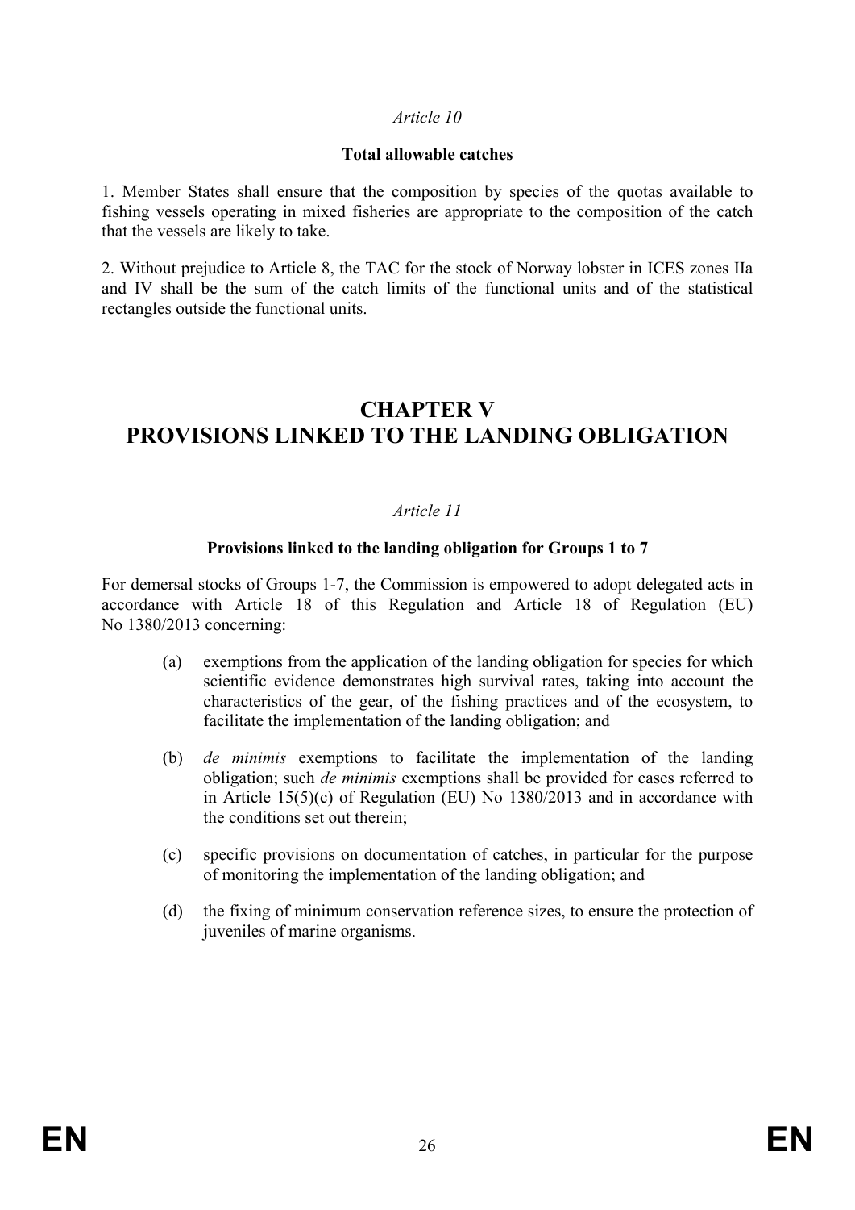*Article 10*

**Total allowable catches**

1. Member States shall ensure that the composition by species of the quotas available to fishing vessels operating in mixed fisheries are appropriate to the composition of the catch that the vessels are likely to take.

2. Without prejudice to Article 8, the TAC for the stock of Norway lobster in ICES zones IIa and IV shall be the sum of the catch limits of the functional units and of the statistical rectangles outside the functional units.

# CHAPTER V PROVISIONS LINKED TO THE LANDING OBLIGATION

*Article 11*

**Provisions linked to the landing obligation for Groups 1 to 7**

For demersal stocks of Groups 1-7, the Commission is empowered to adopt delegated acts in accordance with Article 18 of this Regulation and Article 18 of Regulation (EU) No 1380/2013 concerning:

(a) exemptions from the application of the landing obligation for species for which scientific evidence demonstrates high survival rates, taking into account the characteristics of the gear, of the fishing practices and of the ecosystem, to facilitate the implementation of the landing obligation; and

(b) *de minimis* exemptions to facilitate the implementation of the landing obligation; such *de minimis* exemptions shall be provided for cases referred to in Article 15(5)(c) of Regulation (EU) No 1380/2013 and in accordance with the conditions set out therein;

(c) specific provisions on documentation of catches, in particular for the purpose of monitoring the implementation of the landing obligation; and

(d) the fixing of minimum conservation reference sizes, to ensure the protection of juveniles of marine organisms.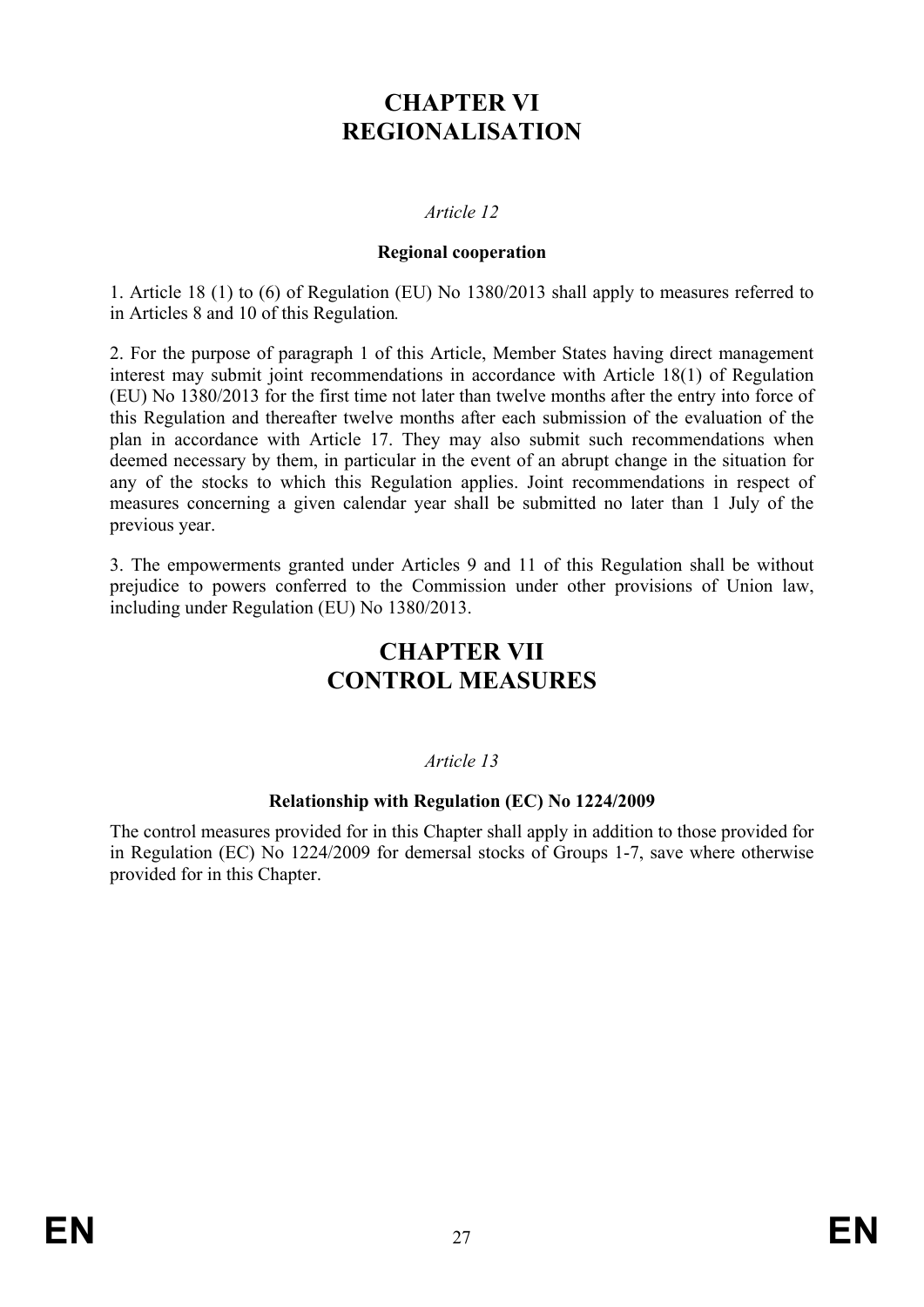# CHAPTER VI
# REGIONALISATION

*Article 12*

**Regional cooperation**

1. Article 18 (1) to (6) of Regulation (EU) No 1380/2013 shall apply to measures referred to in Articles 8 and 10 of this Regulation.

2. For the purpose of paragraph 1 of this Article, Member States having direct management interest may submit joint recommendations in accordance with Article 18(1) of Regulation (EU) No 1380/2013 for the first time not later than twelve months after the entry into force of this Regulation and thereafter twelve months after each submission of the evaluation of the plan in accordance with Article 17. They may also submit such recommendations when deemed necessary by them, in particular in the event of an abrupt change in the situation for any of the stocks to which this Regulation applies. Joint recommendations in respect of measures concerning a given calendar year shall be submitted no later than 1 July of the previous year.

3. The empowerments granted under Articles 9 and 11 of this Regulation shall be without prejudice to powers conferred to the Commission under other provisions of Union law, including under Regulation (EU) No 1380/2013.

# CHAPTER VII
# CONTROL MEASURES

*Article 13*

**Relationship with Regulation (EC) No 1224/2009**

The control measures provided for in this Chapter shall apply in addition to those provided for in Regulation (EC) No 1224/2009 for demersal stocks of Groups 1-7, save where otherwise provided for in this Chapter.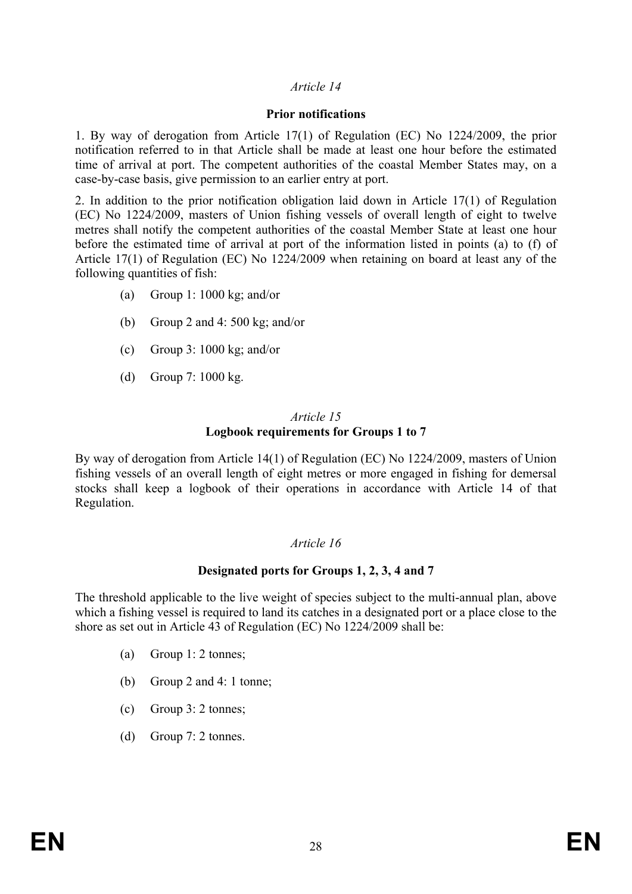*Article 14*

**Prior notifications**

1. By way of derogation from Article 17(1) of Regulation (EC) No 1224/2009, the prior notification referred to in that Article shall be made at least one hour before the estimated time of arrival at port. The competent authorities of the coastal Member States may, on a case-by-case basis, give permission to an earlier entry at port.

2. In addition to the prior notification obligation laid down in Article 17(1) of Regulation (EC) No 1224/2009, masters of Union fishing vessels of overall length of eight to twelve metres shall notify the competent authorities of the coastal Member State at least one hour before the estimated time of arrival at port of the information listed in points (a) to (f) of Article 17(1) of Regulation (EC) No 1224/2009 when retaining on board at least any of the following quantities of fish:

(a) Group 1: 1000 kg; and/or

(b) Group 2 and 4: 500 kg; and/or

(c) Group 3: 1000 kg; and/or

(d) Group 7: 1000 kg.

*Article 15*

**Logbook requirements for Groups 1 to 7**

By way of derogation from Article 14(1) of Regulation (EC) No 1224/2009, masters of Union fishing vessels of an overall length of eight metres or more engaged in fishing for demersal stocks shall keep a logbook of their operations in accordance with Article 14 of that Regulation.

*Article 16*

**Designated ports for Groups 1, 2, 3, 4 and 7**

The threshold applicable to the live weight of species subject to the multi-annual plan, above which a fishing vessel is required to land its catches in a designated port or a place close to the shore as set out in Article 43 of Regulation (EC) No 1224/2009 shall be:

(a) Group 1: 2 tonnes;

(b) Group 2 and 4: 1 tonne;

(c) Group 3: 2 tonnes;

(d) Group 7: 2 tonnes.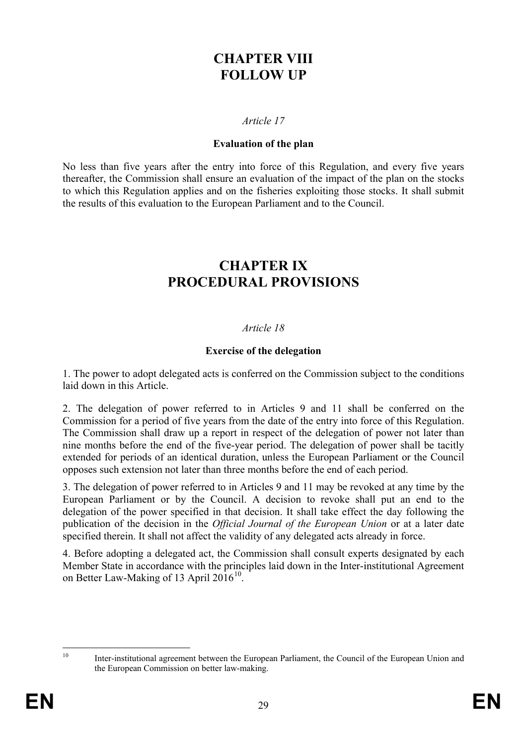# CHAPTER VIII
# FOLLOW UP

*Article 17*

**Evaluation of the plan**

No less than five years after the entry into force of this Regulation, and every five years thereafter, the Commission shall ensure an evaluation of the impact of the plan on the stocks to which this Regulation applies and on the fisheries exploiting those stocks. It shall submit the results of this evaluation to the European Parliament and to the Council.

# CHAPTER IX
# PROCEDURAL PROVISIONS

*Article 18*

**Exercise of the delegation**

1. The power to adopt delegated acts is conferred on the Commission subject to the conditions laid down in this Article.

2. The delegation of power referred to in Articles 9 and 11 shall be conferred on the Commission for a period of five years from the date of the entry into force of this Regulation. The Commission shall draw up a report in respect of the delegation of power not later than nine months before the end of the five-year period. The delegation of power shall be tacitly extended for periods of an identical duration, unless the European Parliament or the Council opposes such extension not later than three months before the end of each period.

3. The delegation of power referred to in Articles 9 and 11 may be revoked at any time by the European Parliament or by the Council. A decision to revoke shall put an end to the delegation of the power specified in that decision. It shall take effect the day following the publication of the decision in the *Official Journal of the European Union* or at a later date specified therein. It shall not affect the validity of any delegated acts already in force.

4. Before adopting a delegated act, the Commission shall consult experts designated by each Member State in accordance with the principles laid down in the Inter-institutional Agreement on Better Law-Making of 13 April 2016[10].

---

[10] Inter-institutional agreement between the European Parliament, the Council of the European Union and the European Commission on better law-making.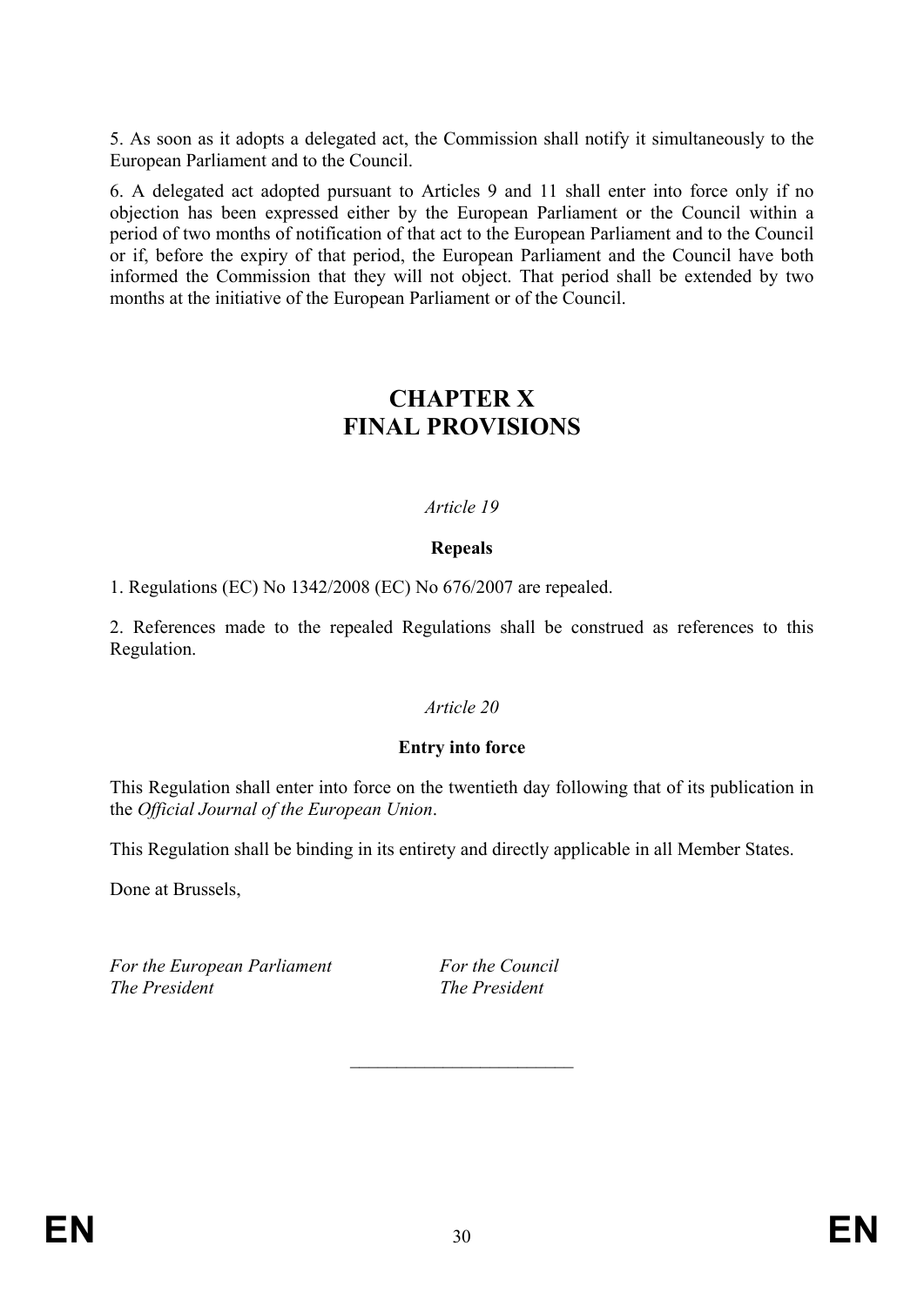5. As soon as it adopts a delegated act, the Commission shall notify it simultaneously to the European Parliament and to the Council.

6. A delegated act adopted pursuant to Articles 9 and 11 shall enter into force only if no objection has been expressed either by the European Parliament or the Council within a period of two months of notification of that act to the European Parliament and to the Council or if, before the expiry of that period, the European Parliament and the Council have both informed the Commission that they will not object. That period shall be extended by two months at the initiative of the European Parliament or of the Council.

# CHAPTER X
# FINAL PROVISIONS

*Article 19*

**Repeals**

1. Regulations (EC) No 1342/2008 (EC) No 676/2007 are repealed.

2. References made to the repealed Regulations shall be construed as references to this Regulation.

*Article 20*

**Entry into force**

This Regulation shall enter into force on the twentieth day following that of its publication in the *Official Journal of the European Union*.

This Regulation shall be binding in its entirety and directly applicable in all Member States.

Done at Brussels,

*For the European Parliament*
*The President*

*For the Council*
*The President*